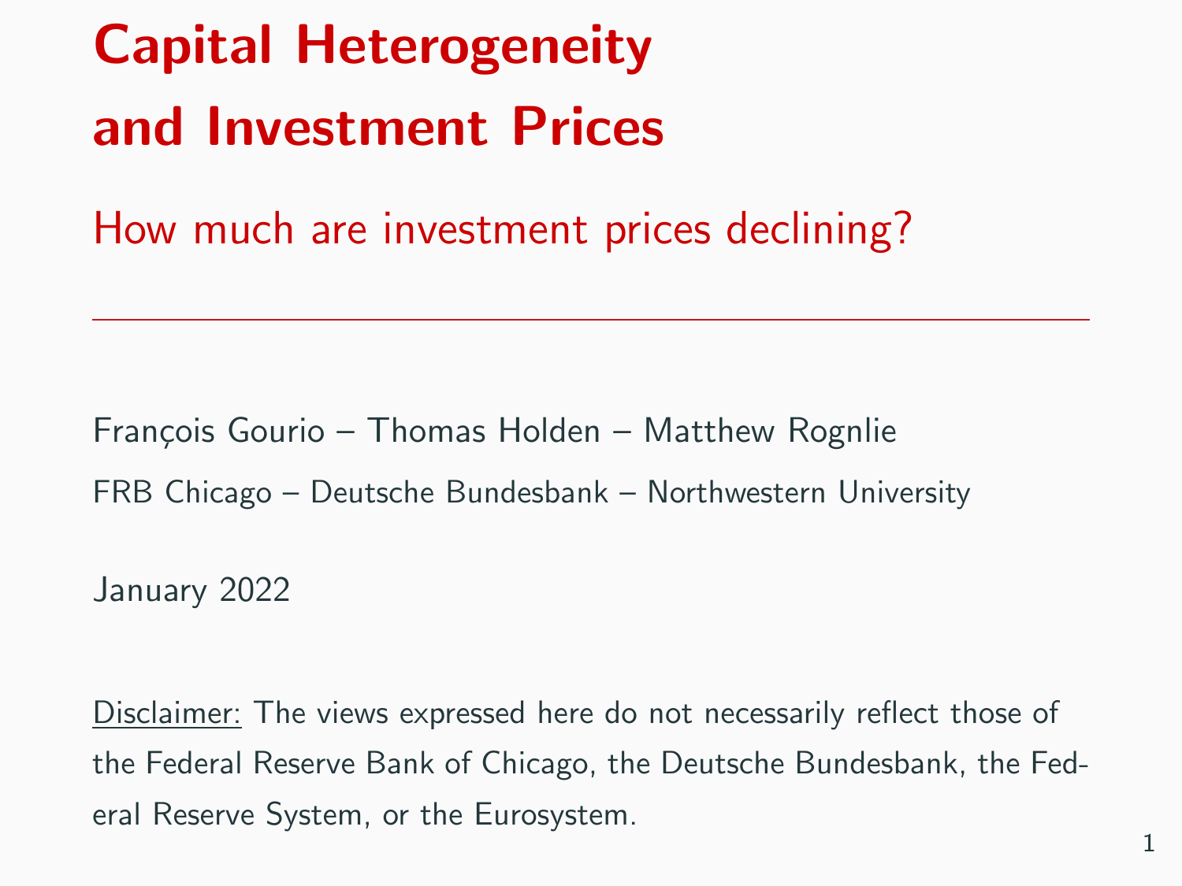# Capital Heterogeneity and Investment Prices

## How much are investment prices declining?

---

François Gourio – Thomas Holden – Matthew Rognlie

FRB Chicago – Deutsche Bundesbank – Northwestern University

January 2022

Disclaimer: The views expressed here do not necessarily reflect those of the Federal Reserve Bank of Chicago, the Deutsche Bundesbank, the Federal Reserve System, or the Eurosystem.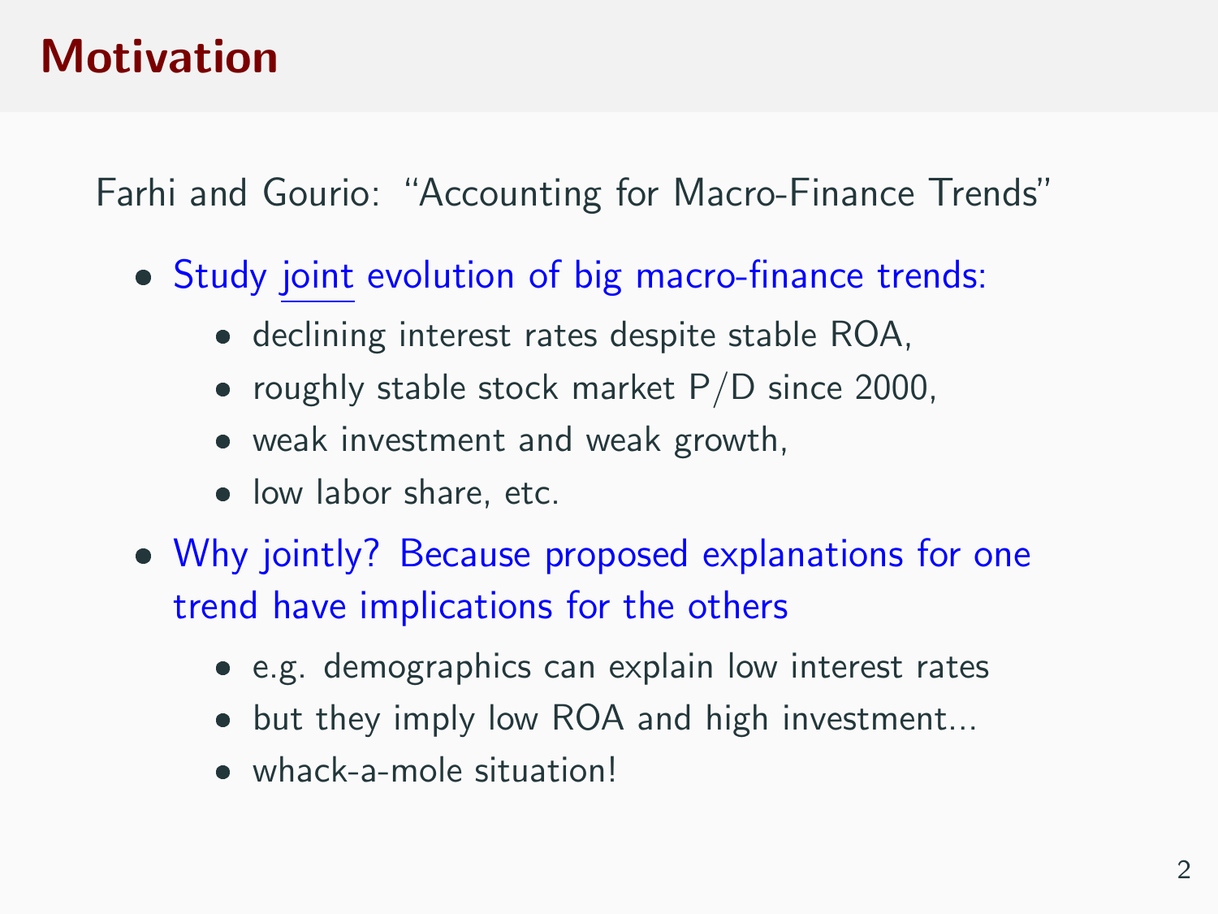# Motivation

Farhi and Gourio: "Accounting for Macro-Finance Trends"

- Study <u>joint</u> evolution of big macro-finance trends:
  - declining interest rates despite stable ROA,
  - roughly stable stock market P/D since 2000,
  - weak investment and weak growth,
  - low labor share, etc.
- Why jointly? Because proposed explanations for one trend have implications for the others
  - e.g. demographics can explain low interest rates
  - but they imply low ROA and high investment...
  - whack-a-mole situation!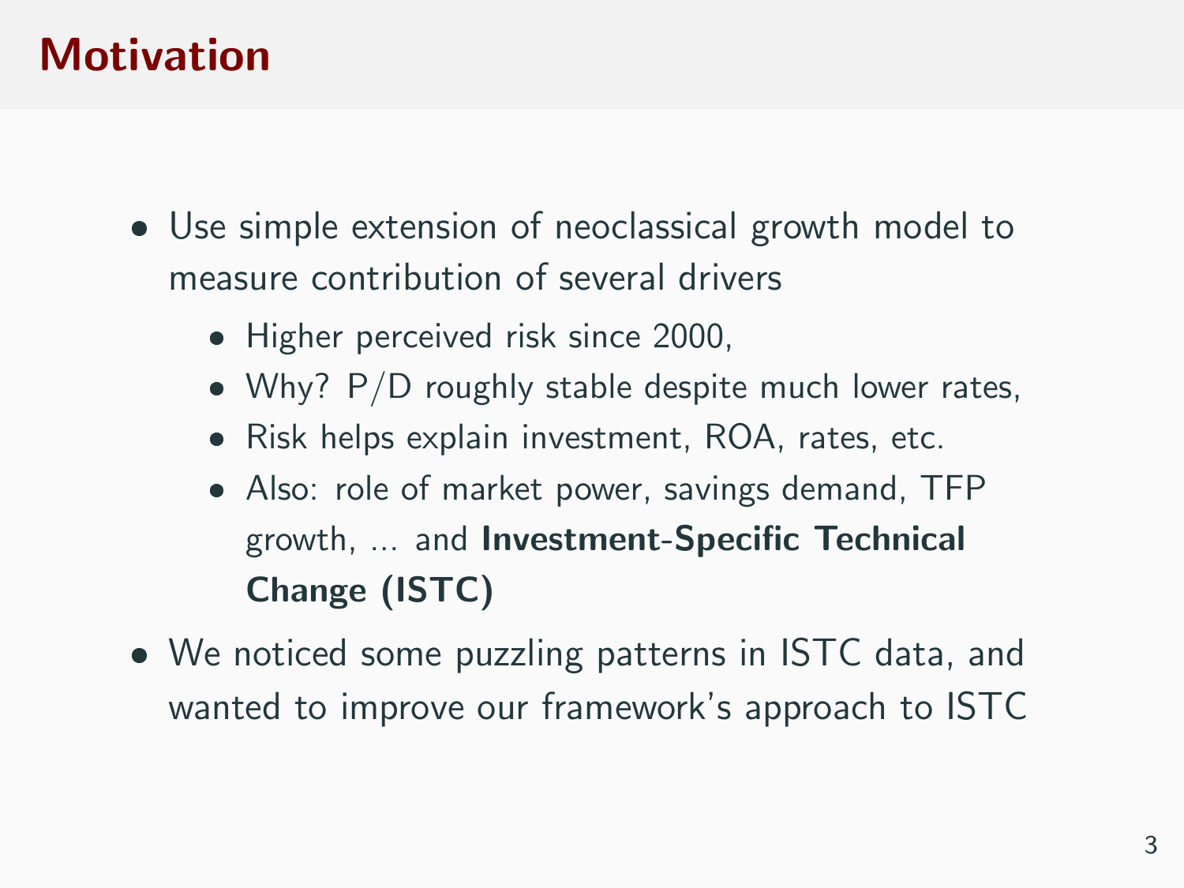# Motivation

- Use simple extension of neoclassical growth model to measure contribution of several drivers
  - Higher perceived risk since 2000,
  - Why? P/D roughly stable despite much lower rates,
  - Risk helps explain investment, ROA, rates, etc.
  - Also: role of market power, savings demand, TFP growth, ... and **Investment-Specific Technical Change (ISTC)**
- We noticed some puzzling patterns in ISTC data, and wanted to improve our framework's approach to ISTC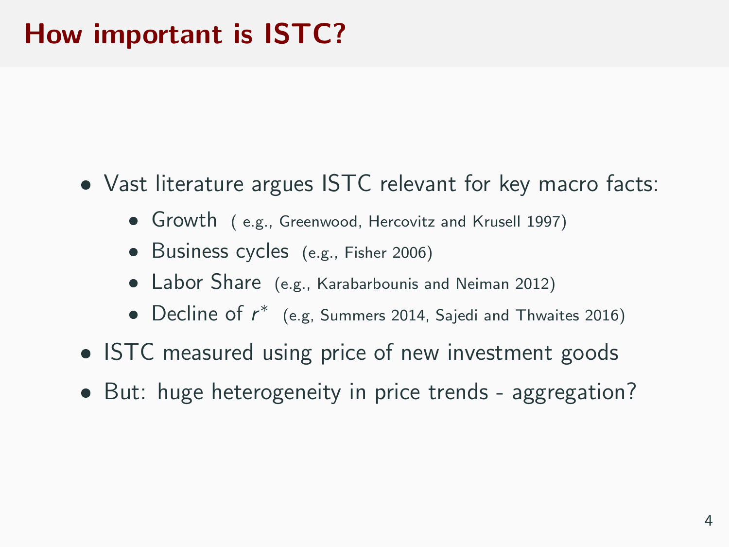# How important is ISTC?

- Vast literature argues ISTC relevant for key macro facts:
  - Growth ( e.g., Greenwood, Hercovitz and Krusell 1997)
  - Business cycles (e.g., Fisher 2006)
  - Labor Share (e.g., Karabarbounis and Neiman 2012)
  - Decline of $r^*$ (e.g, Summers 2014, Sajedi and Thwaites 2016)
- ISTC measured using price of new investment goods
- But: huge heterogeneity in price trends - aggregation?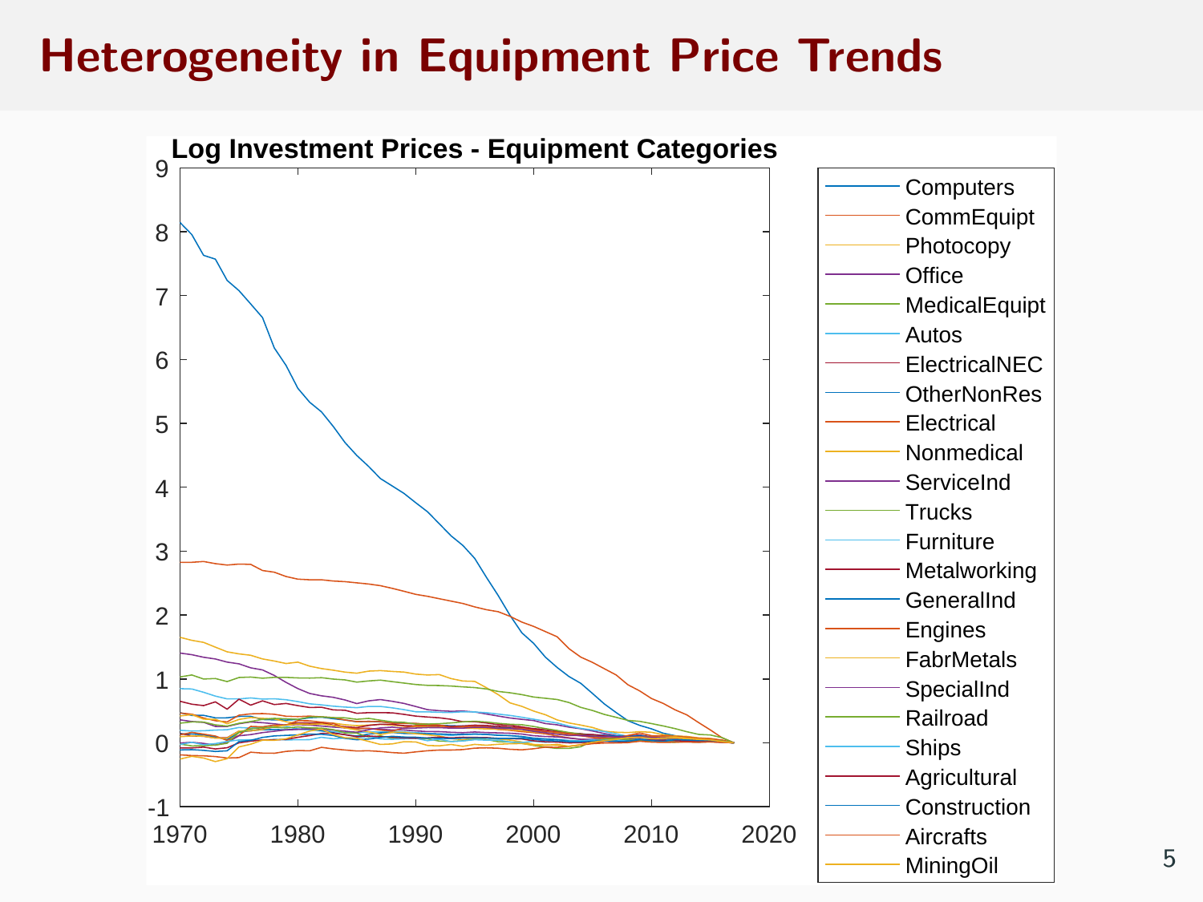# Heterogeneity in Equipment Price Trends

**Log Investment Prices - Equipment Categories**

Legend: Computers, CommEquipt, Photocopy, Office, MedicalEquipt, Autos, ElectricalNEC, OtherNonRes, Electrical, Nonmedical, ServiceInd, Trucks, Furniture, Metalworking, GeneralInd, Engines, FabrMetals, SpecialInd, Railroad, Ships, Agricultural, Construction, Aircrafts, MiningOil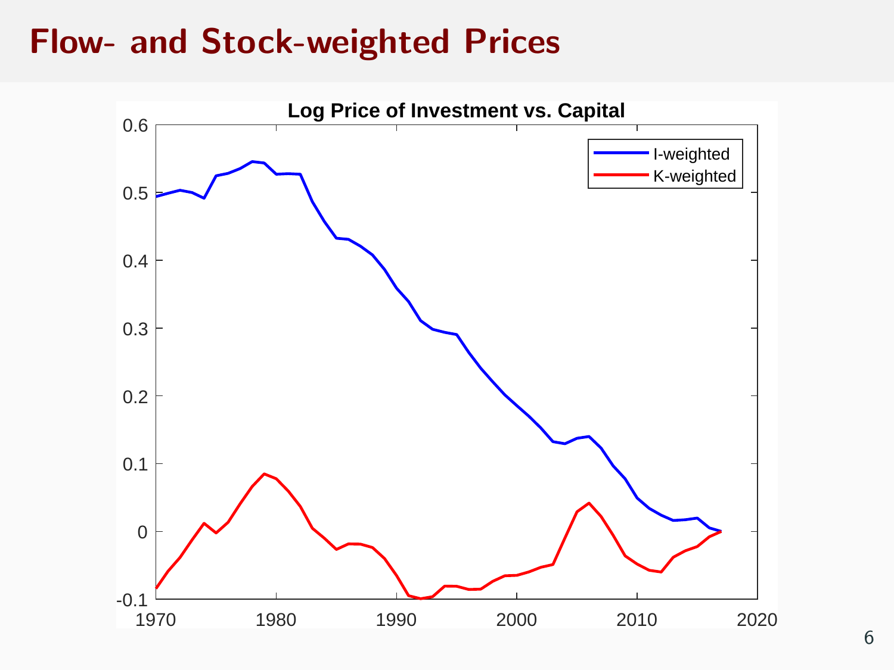# Flow- and Stock-weighted Prices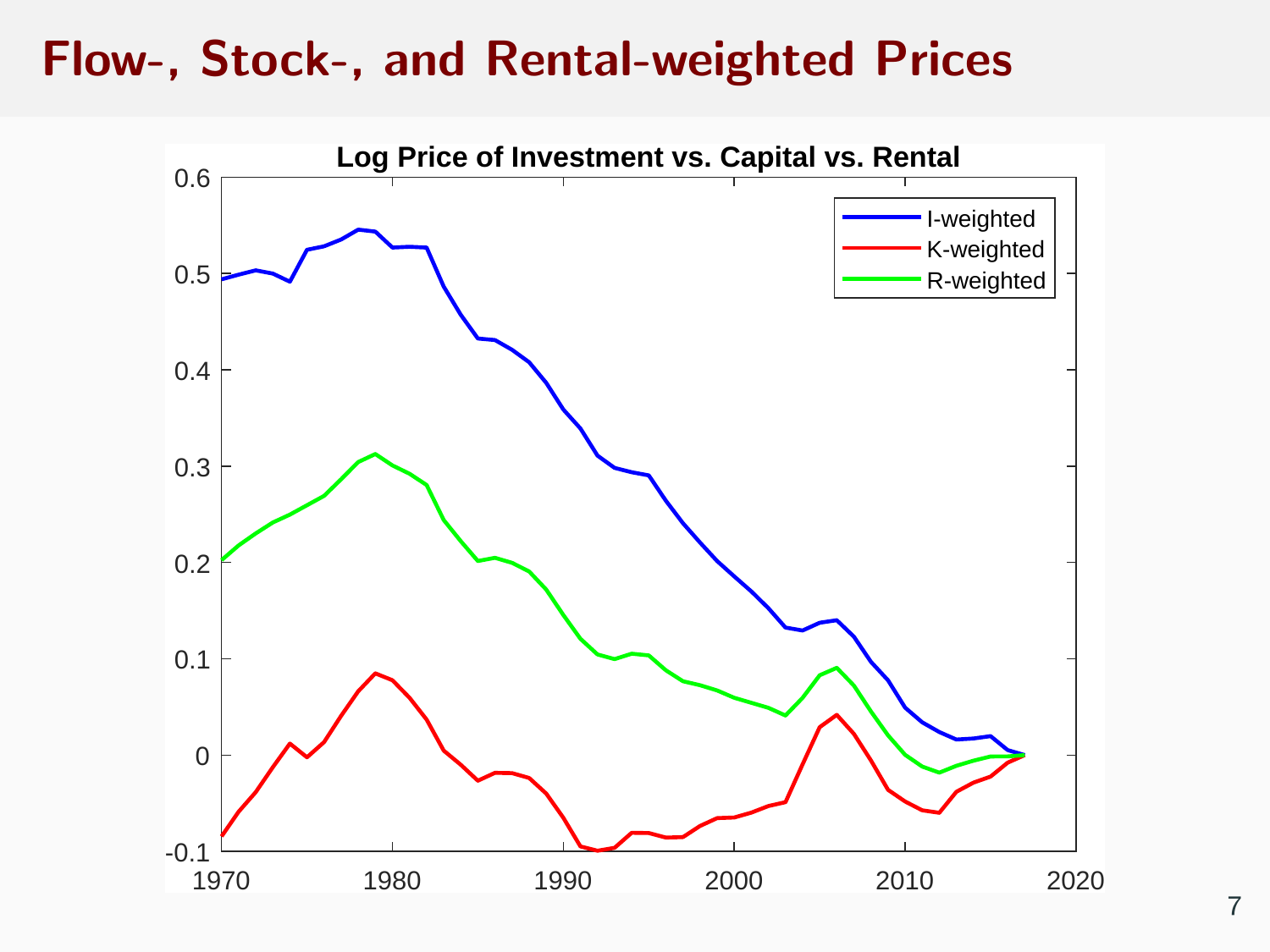# Flow-, Stock-, and Rental-weighted Prices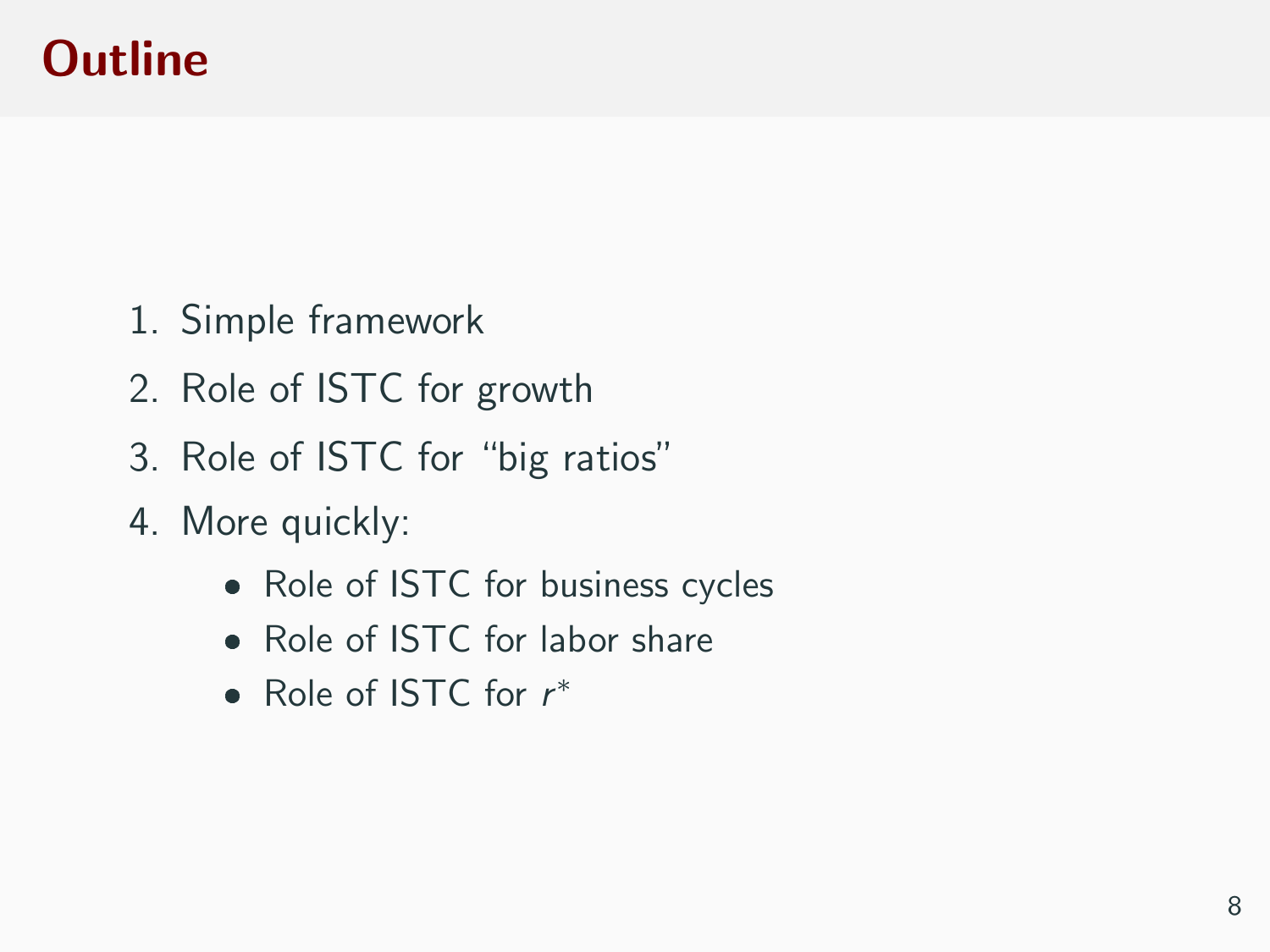# Outline

1. Simple framework
2. Role of ISTC for growth
3. Role of ISTC for "big ratios"
4. More quickly:
    - Role of ISTC for business cycles
    - Role of ISTC for labor share
    - Role of ISTC for $r^*$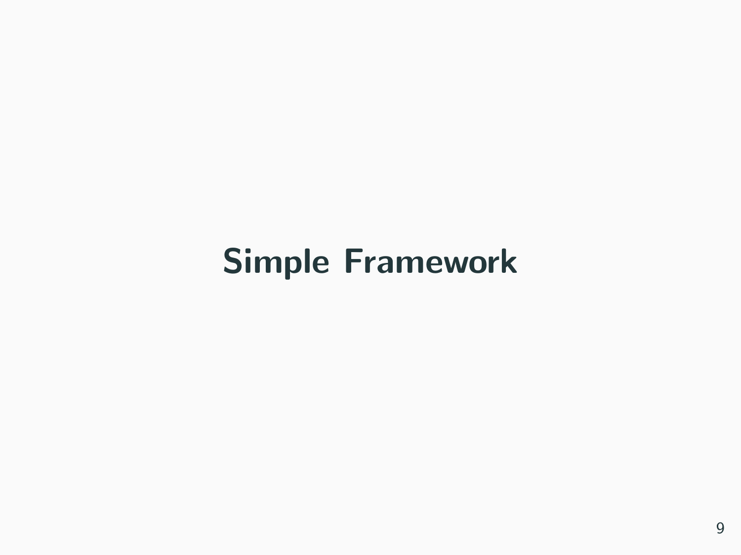# Simple Framework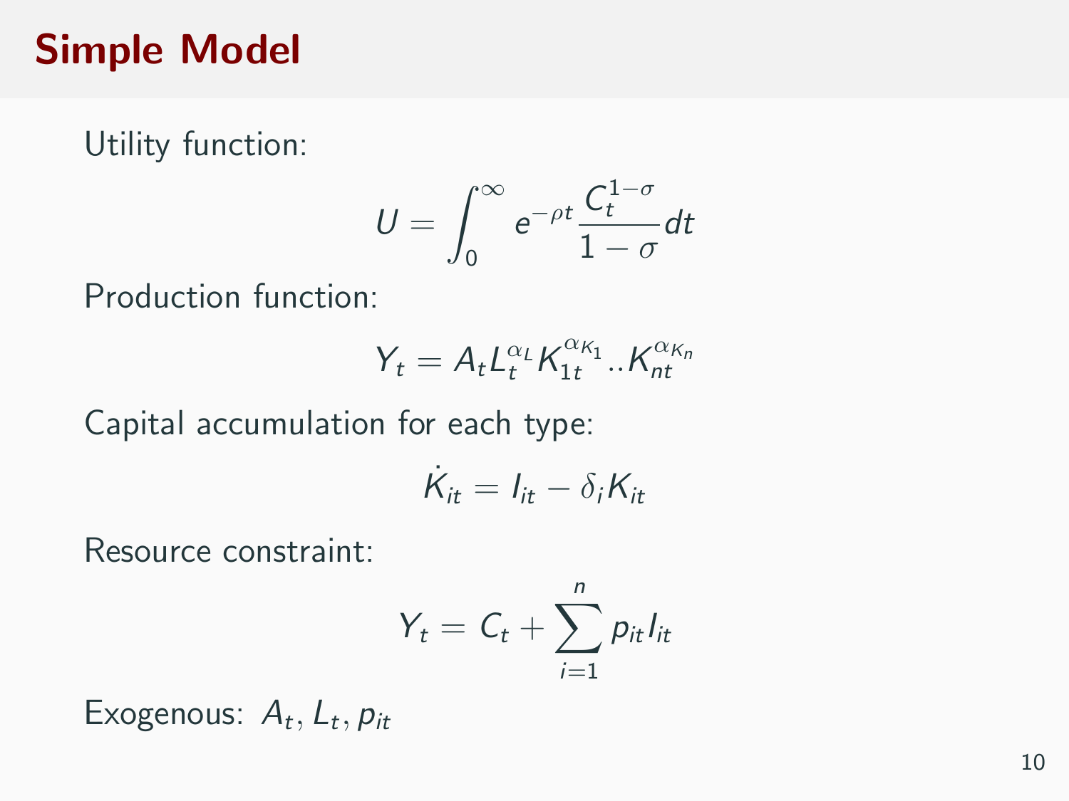# Simple Model

Utility function:

$$U = \int_0^\infty e^{-\rho t} \frac{C_t^{1-\sigma}}{1-\sigma} dt$$

Production function:

$$Y_t = A_t L_t^{\alpha_L} K_{1t}^{\alpha_{K_1}} .. K_{nt}^{\alpha_{K_n}}$$

Capital accumulation for each type:

$$\dot{K}_{it} = I_{it} - \delta_i K_{it}$$

Resource constraint:

$$Y_t = C_t + \sum_{i=1}^{n} p_{it} I_{it}$$

Exogenous: $A_t, L_t, p_{it}$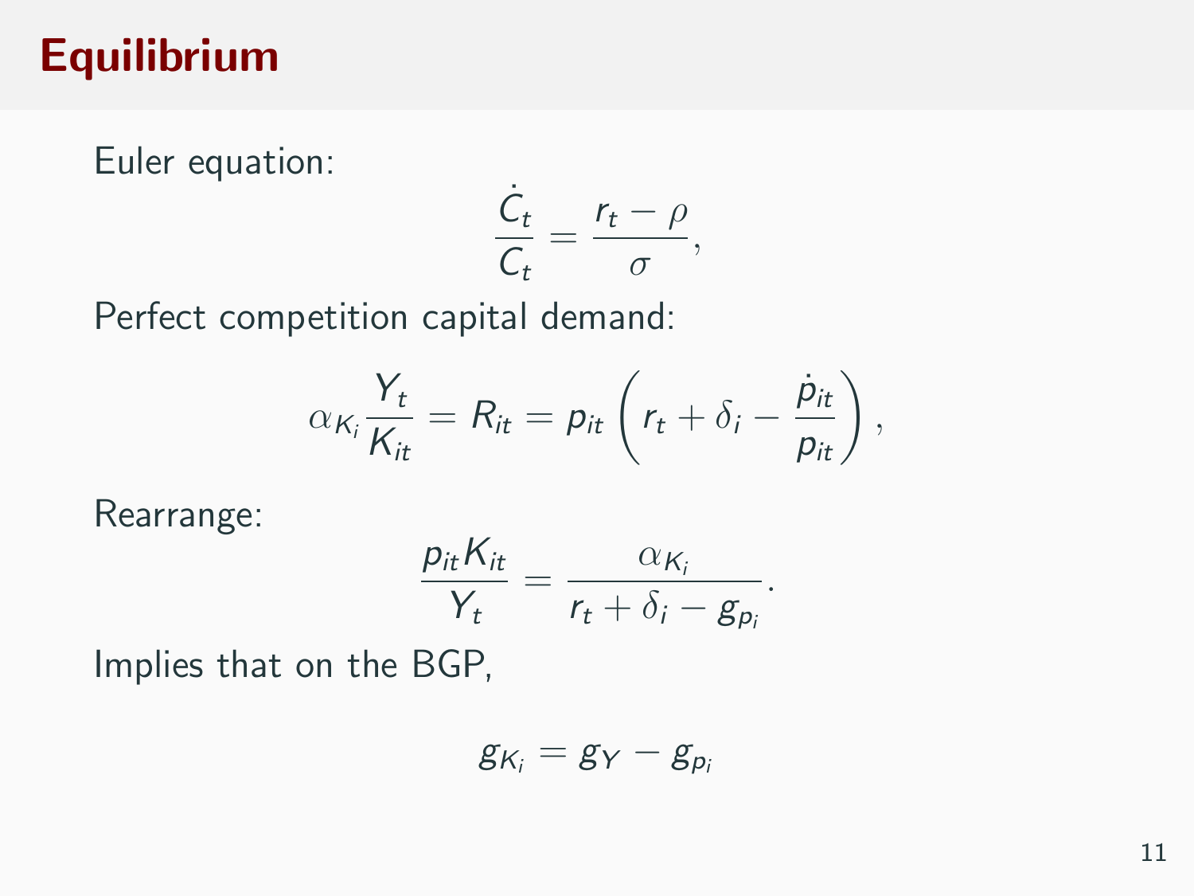# Equilibrium

Euler equation:

$$\frac{\dot{C}_t}{C_t} = \frac{r_t - \rho}{\sigma},$$

Perfect competition capital demand:

$$\alpha_{K_i} \frac{Y_t}{K_{it}} = R_{it} = p_{it} \left( r_t + \delta_i - \frac{\dot{p}_{it}}{p_{it}} \right),$$

Rearrange:

$$\frac{p_{it} K_{it}}{Y_t} = \frac{\alpha_{K_i}}{r_t + \delta_i - g_{p_i}}.$$

Implies that on the BGP,

$$g_{K_i} = g_Y - g_{p_i}$$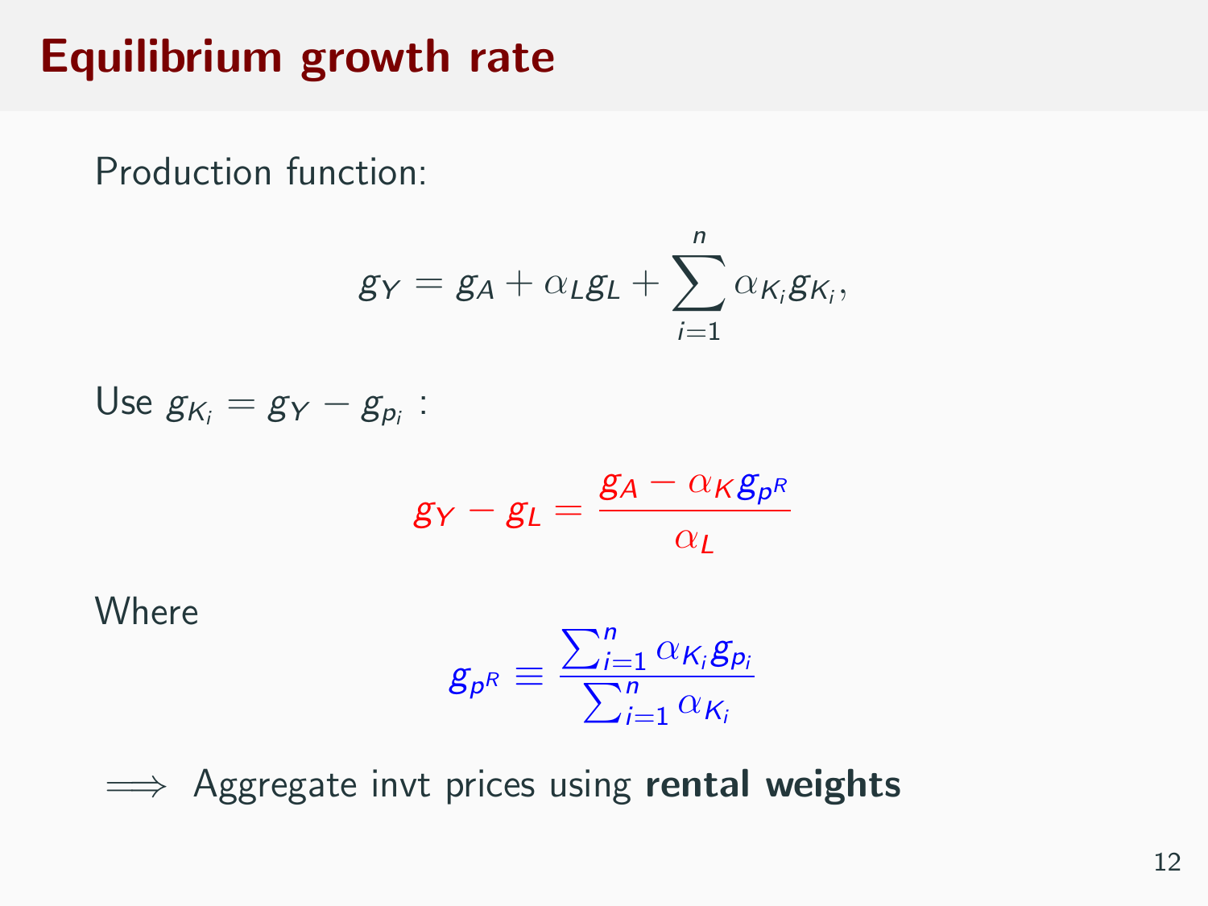# Equilibrium growth rate

Production function:

$$g_Y = g_A + \alpha_L g_L + \sum_{i=1}^{n} \alpha_{K_i} g_{K_i},$$

Use $g_{K_i} = g_Y - g_{p_i}$ :

$$g_Y - g_L = \frac{g_A - \alpha_K g_{p^R}}{\alpha_L}$$

Where

$$g_{p^R} \equiv \frac{\sum_{i=1}^{n} \alpha_{K_i} g_{p_i}}{\sum_{i=1}^{n} \alpha_{K_i}}$$

$\implies$ Aggregate invt prices using **rental weights**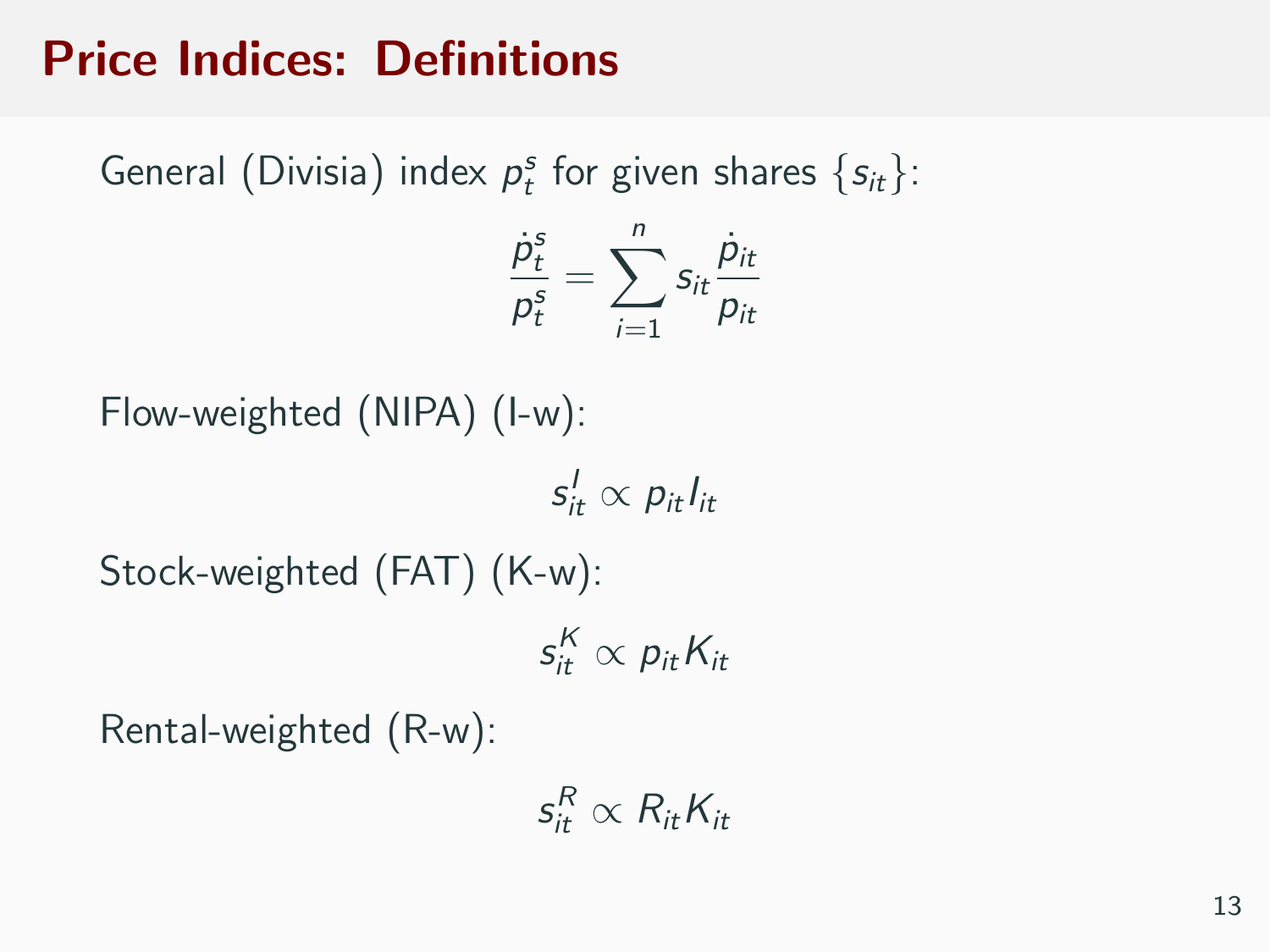# Price Indices: Definitions

General (Divisia) index $p_t^s$ for given shares $\{s_{it}\}$:

$$\frac{\dot{p}_t^s}{p_t^s} = \sum_{i=1}^{n} s_{it} \frac{\dot{p}_{it}}{p_{it}}$$

Flow-weighted (NIPA) (I-w):

$$s_{it}^I \propto p_{it} I_{it}$$

Stock-weighted (FAT) (K-w):

$$s_{it}^K \propto p_{it} K_{it}$$

Rental-weighted (R-w):

$$s_{it}^R \propto R_{it} K_{it}$$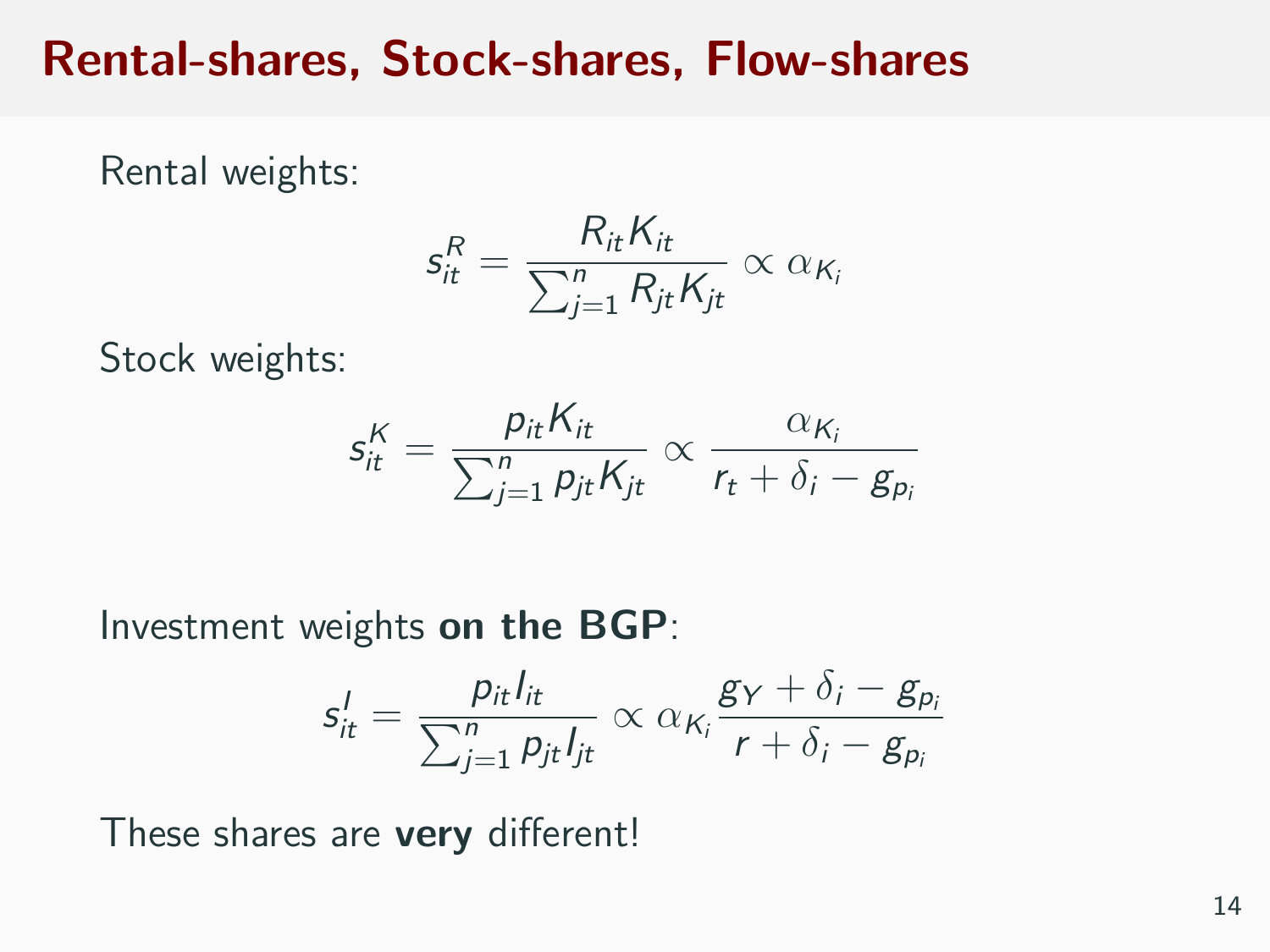# Rental-shares, Stock-shares, Flow-shares

Rental weights:

$$s_{it}^R = \frac{R_{it}K_{it}}{\sum_{j=1}^n R_{jt}K_{jt}} \propto \alpha_{K_i}$$

Stock weights:

$$s_{it}^K = \frac{p_{it}K_{it}}{\sum_{j=1}^n p_{jt}K_{jt}} \propto \frac{\alpha_{K_i}}{r_t + \delta_i - g_{p_i}}$$

Investment weights **on the BGP**:

$$s_{it}^I = \frac{p_{it}I_{it}}{\sum_{j=1}^n p_{jt}I_{jt}} \propto \alpha_{K_i}\frac{g_Y + \delta_i - g_{p_i}}{r + \delta_i - g_{p_i}}$$

These shares are **very** different!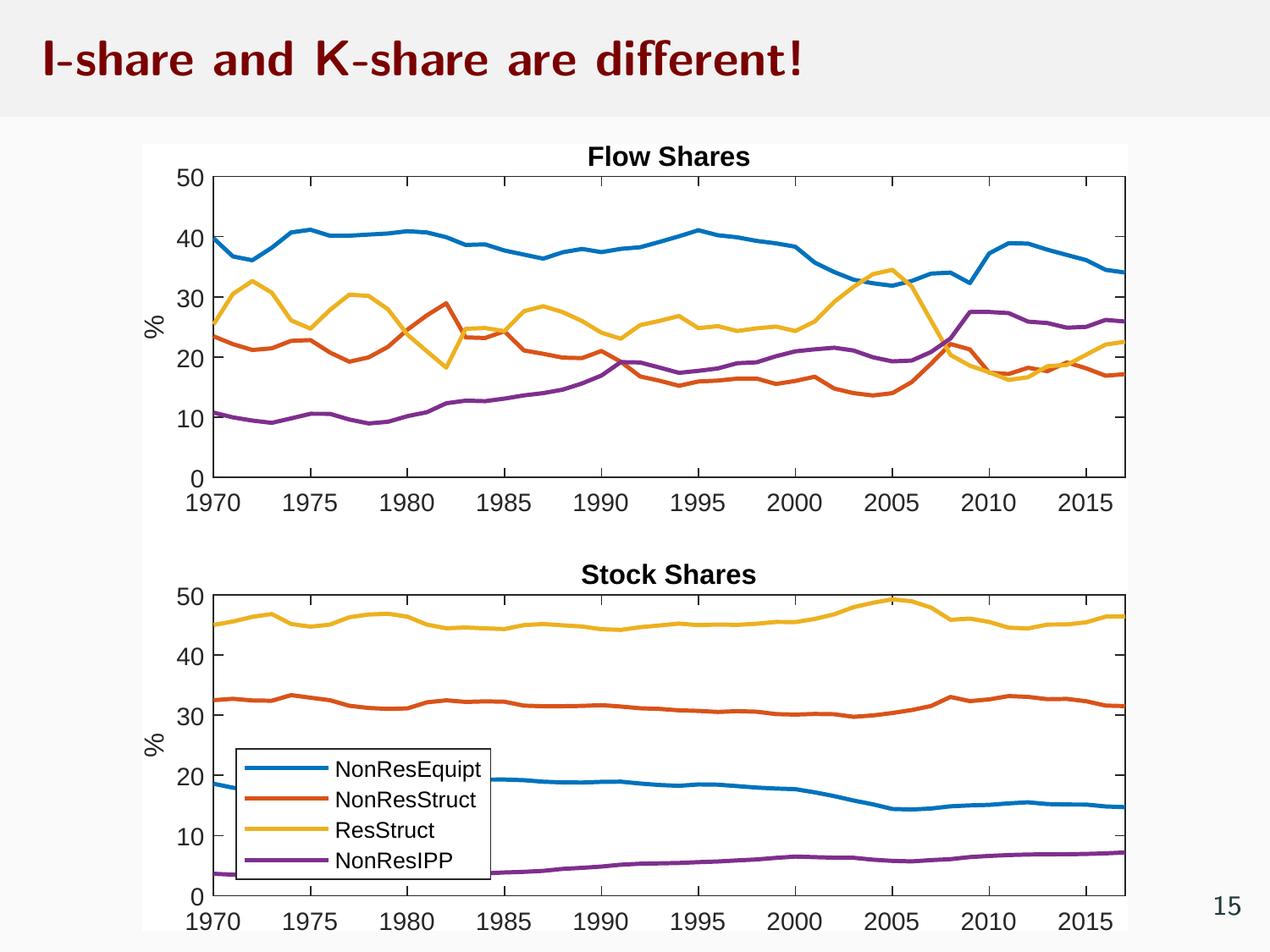# I-share and K-share are different!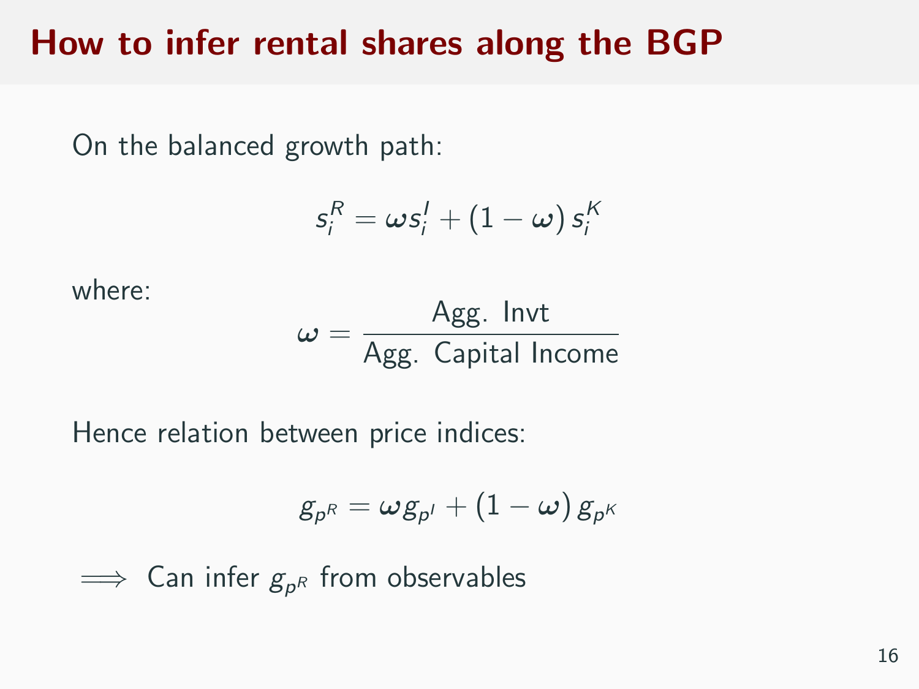# How to infer rental shares along the BGP

On the balanced growth path:

$$s_i^R = \omega s_i^I + (1 - \omega) s_i^K$$

where:

$$\omega = \frac{\text{Agg. Invt}}{\text{Agg. Capital Income}}$$

Hence relation between price indices:

$$g_{p^R} = \omega g_{p^I} + (1 - \omega) g_{p^K}$$

$\Longrightarrow$ Can infer $g_{p^R}$ from observables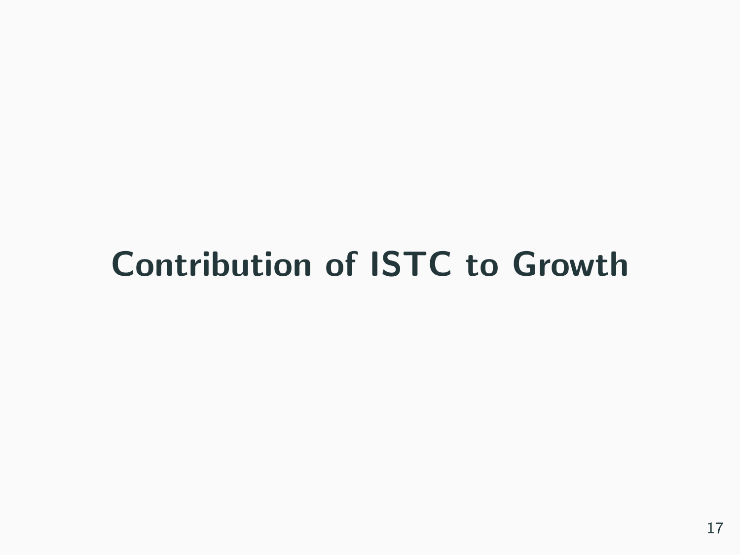# Contribution of ISTC to Growth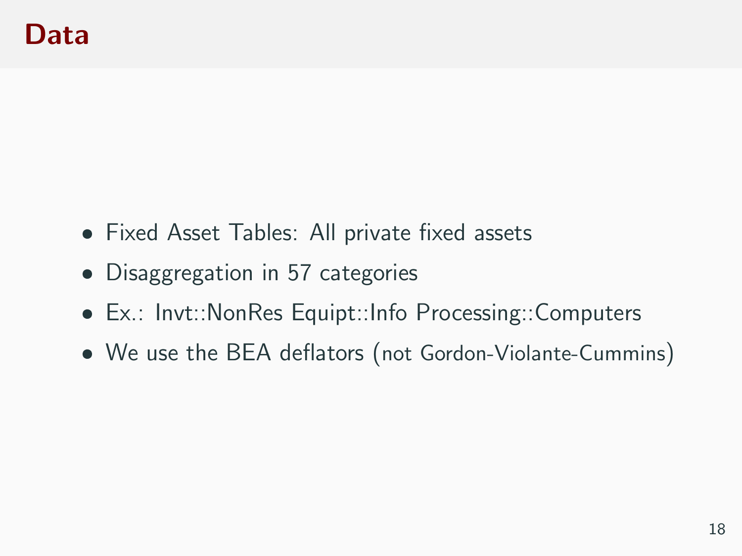# Data

- Fixed Asset Tables: All private fixed assets
- Disaggregation in 57 categories
- Ex.: Invt::NonRes Equipt::Info Processing::Computers
- We use the BEA deflators (not Gordon-Violante-Cummins)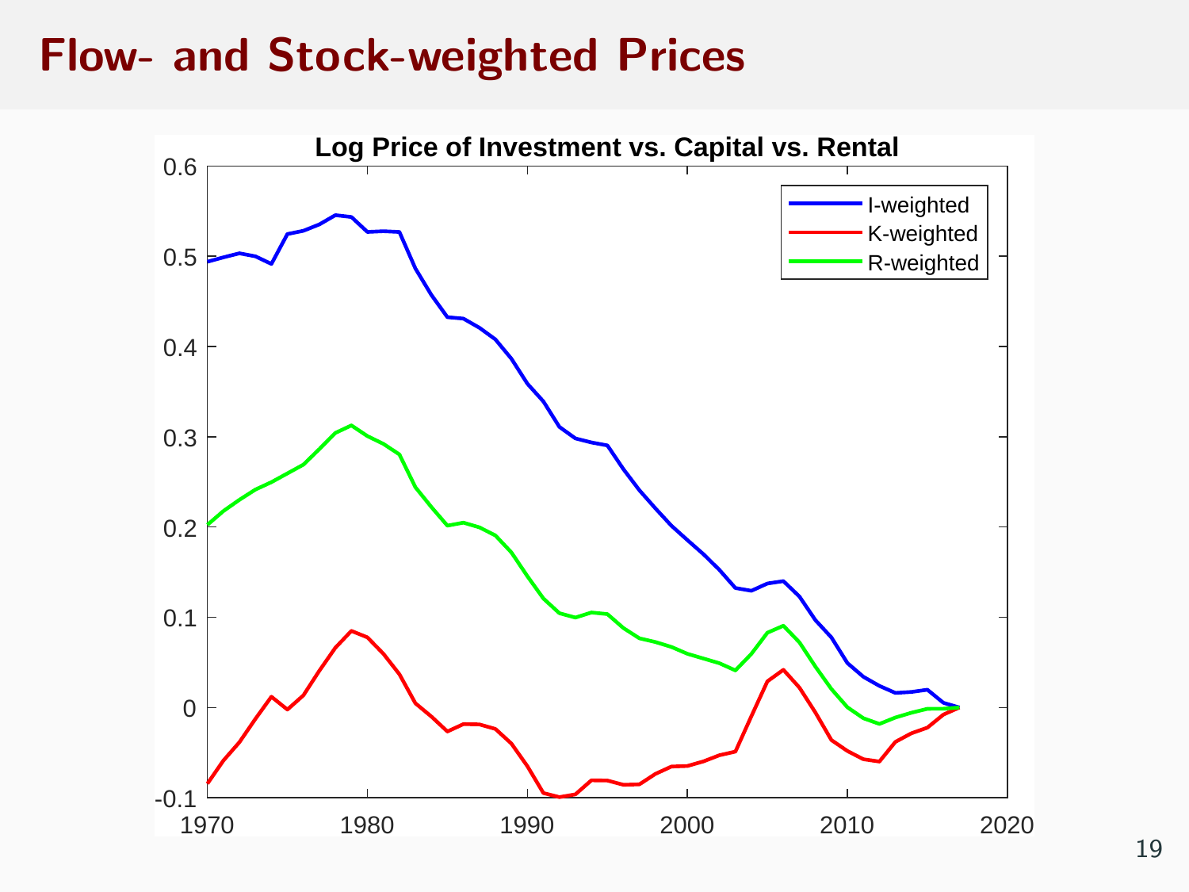# Flow- and Stock-weighted Prices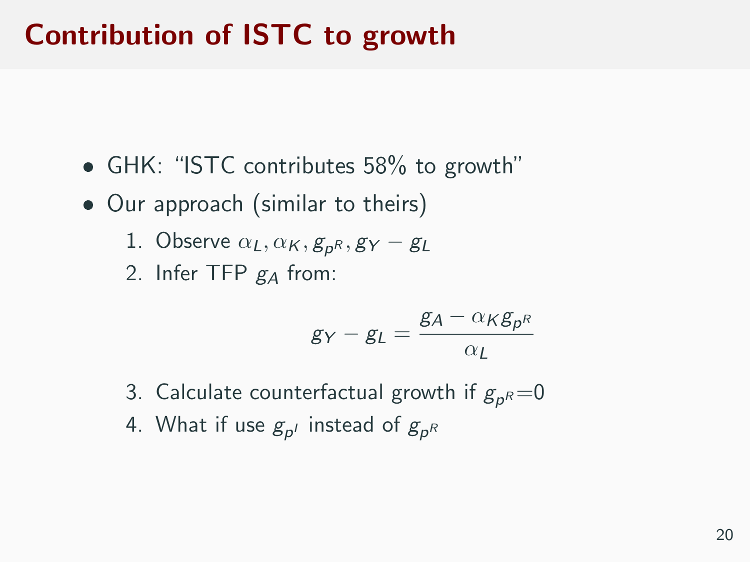# Contribution of ISTC to growth

- GHK: "ISTC contributes 58% to growth"
- Our approach (similar to theirs)
  1. Observe $\alpha_L, \alpha_K, g_{p^R}, g_Y - g_L$
  2. Infer TFP $g_A$ from:

$$g_Y - g_L = \frac{g_A - \alpha_K g_{p^R}}{\alpha_L}$$

  3. Calculate counterfactual growth if $g_{p^R}$=0
  4. What if use $g_{p^I}$ instead of $g_{p^R}$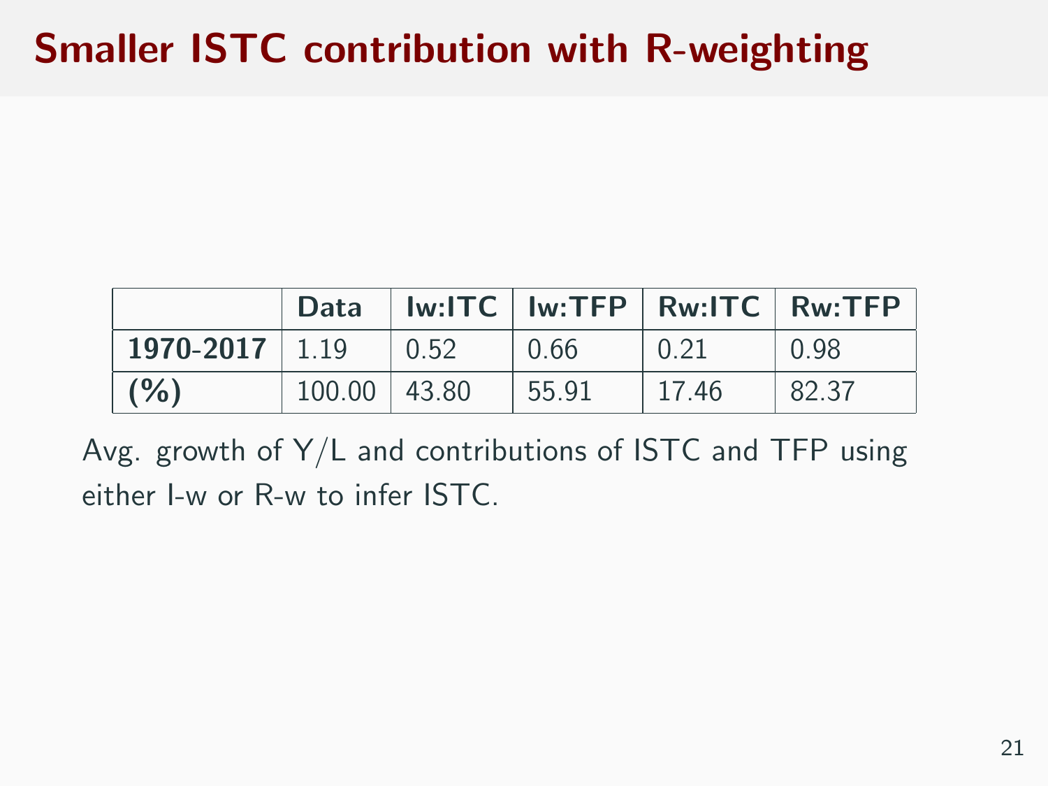# Smaller ISTC contribution with R-weighting

| | Data | Iw:ITC | Iw:TFP | Rw:ITC | Rw:TFP |
|---|---|---|---|---|---|
| **1970-2017** | 1.19 | 0.52 | 0.66 | 0.21 | 0.98 |
| **(%)** | 100.00 | 43.80 | 55.91 | 17.46 | 82.37 |

Avg. growth of Y/L and contributions of ISTC and TFP using either I-w or R-w to infer ISTC.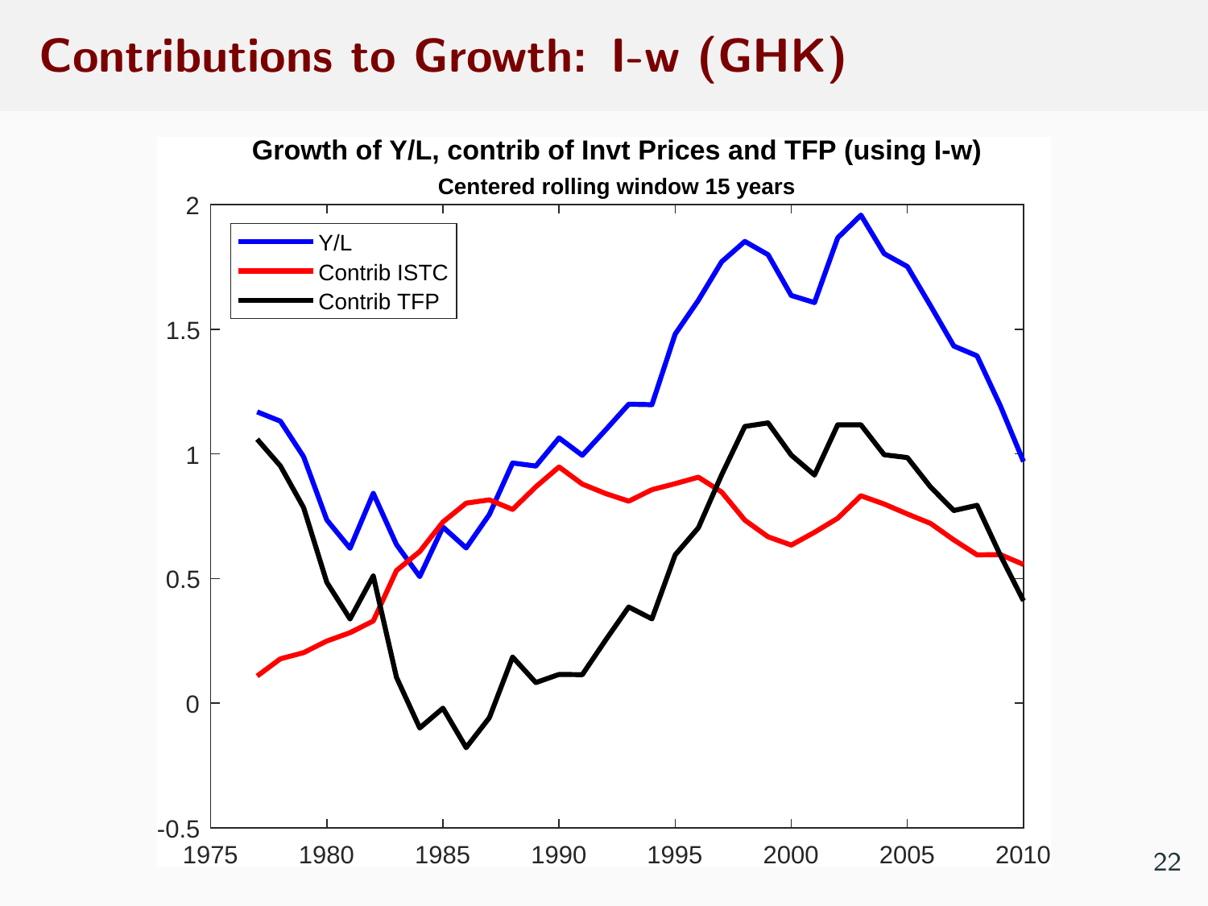# Contributions to Growth: I-w (GHK)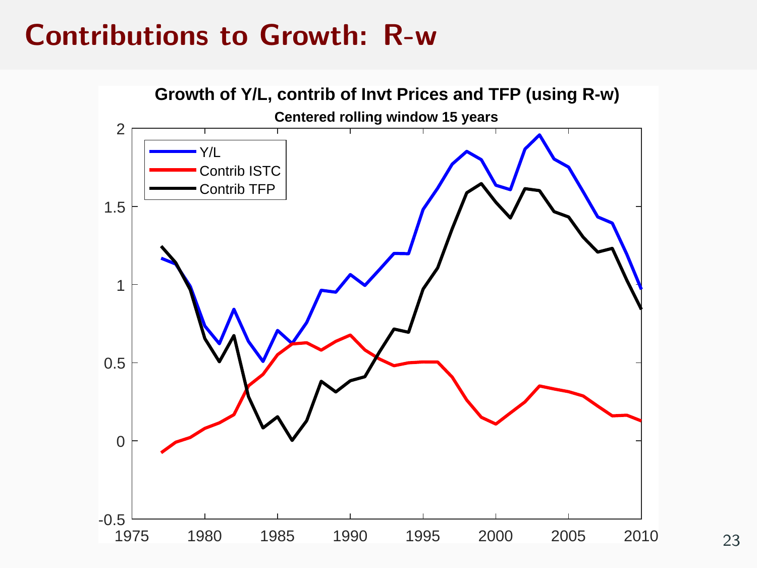# Contributions to Growth: R-w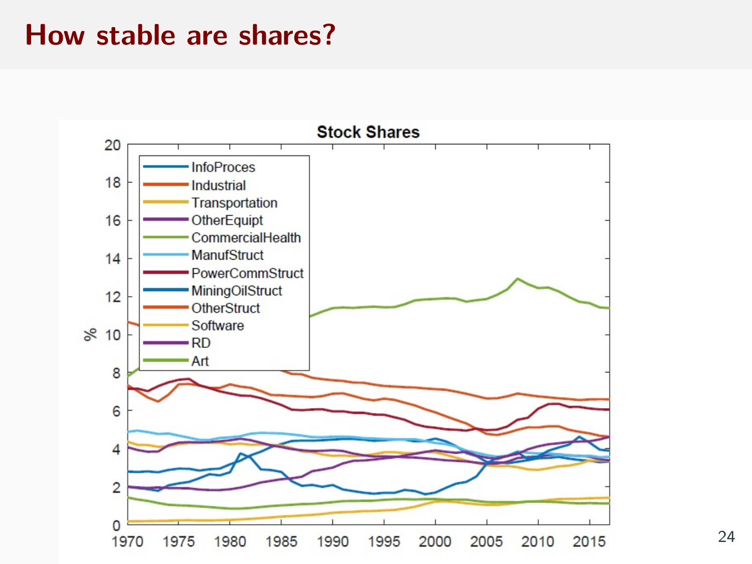# How stable are shares?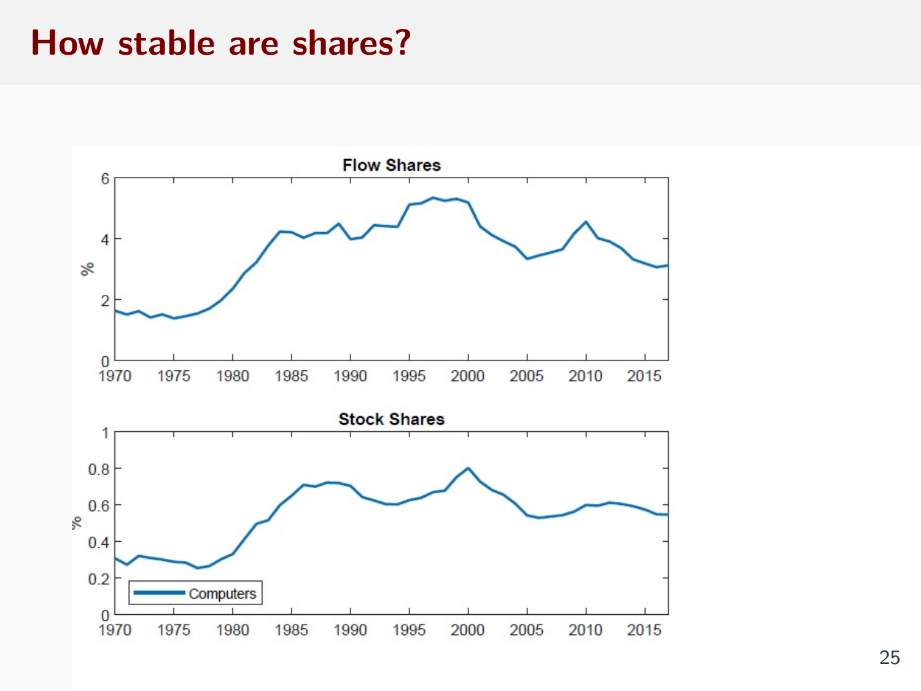# How stable are shares?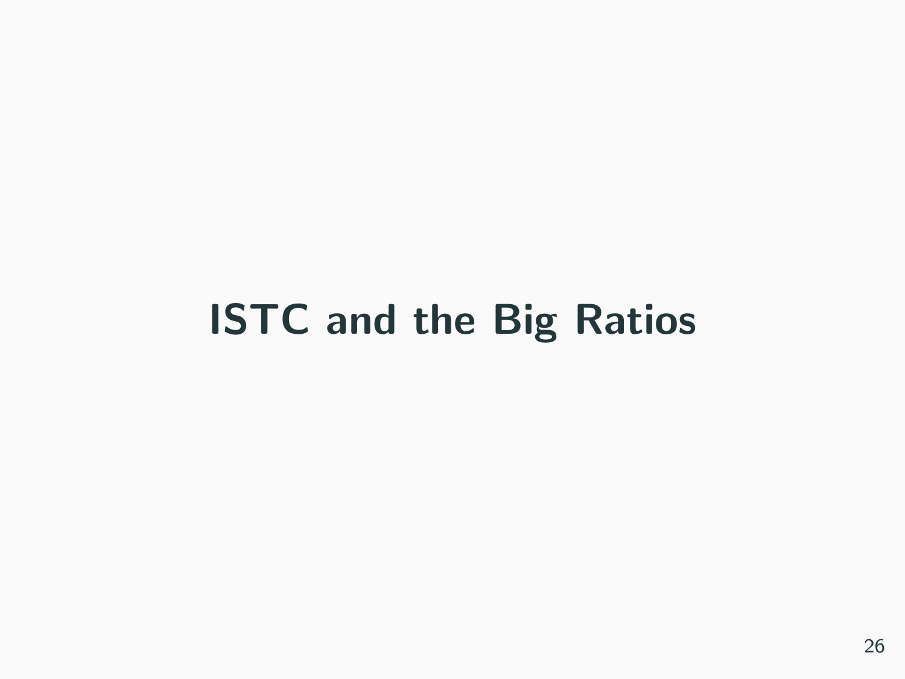# ISTC and the Big Ratios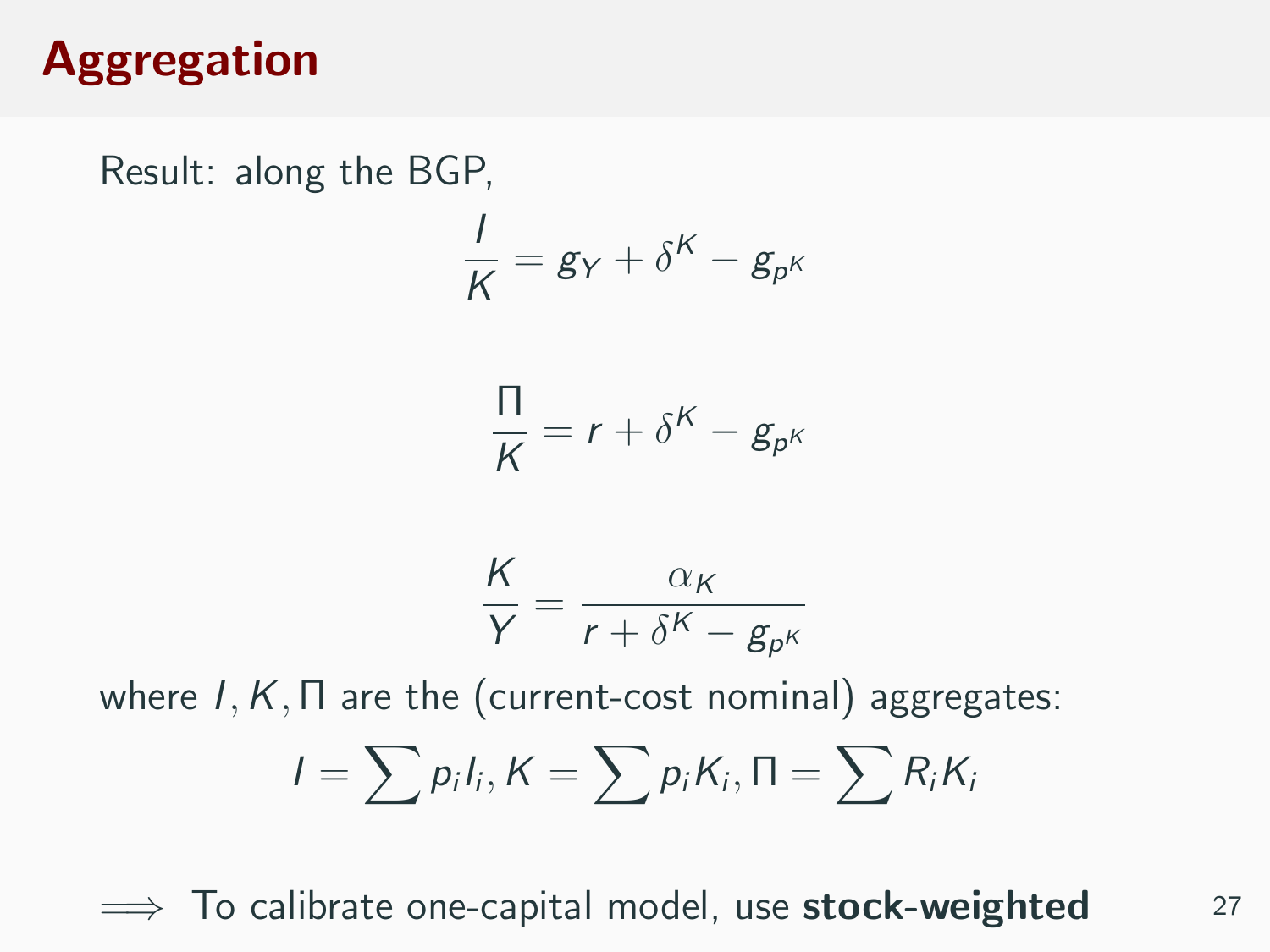# Aggregation

Result: along the BGP,

$$\frac{I}{K} = g_Y + \delta^K - g_{p^K}$$

$$\frac{\Pi}{K} = r + \delta^K - g_{p^K}$$

$$\frac{K}{Y} = \frac{\alpha_K}{r + \delta^K - g_{p^K}}$$

where $I, K, \Pi$ are the (current-cost nominal) aggregates:

$$I = \sum p_i I_i, K = \sum p_i K_i, \Pi = \sum R_i K_i$$

$\Longrightarrow$ To calibrate one-capital model, use **stock-weighted**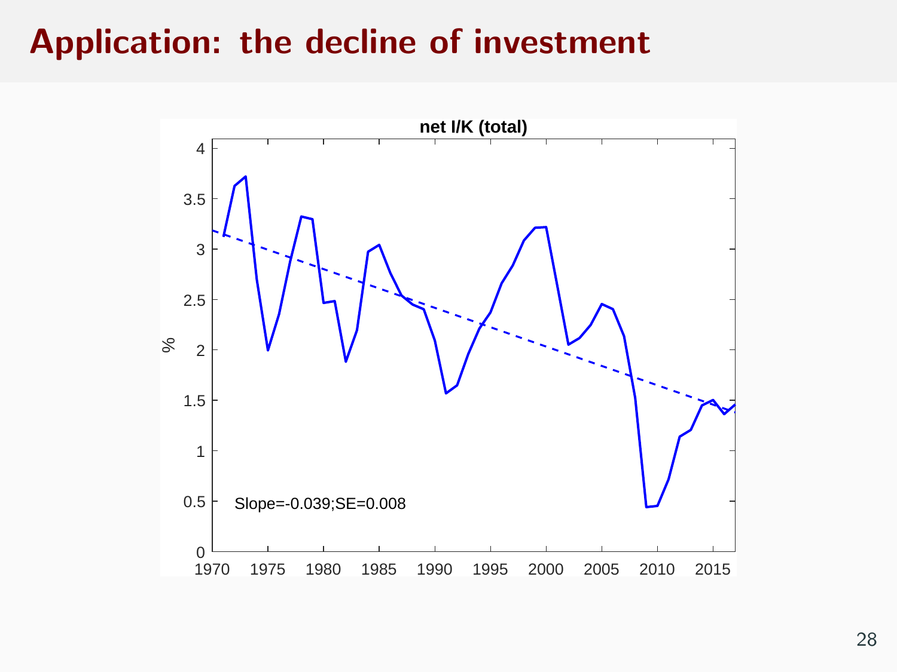# Application: the decline of investment

**net I/K (total)**

Slope=-0.039;SE=0.008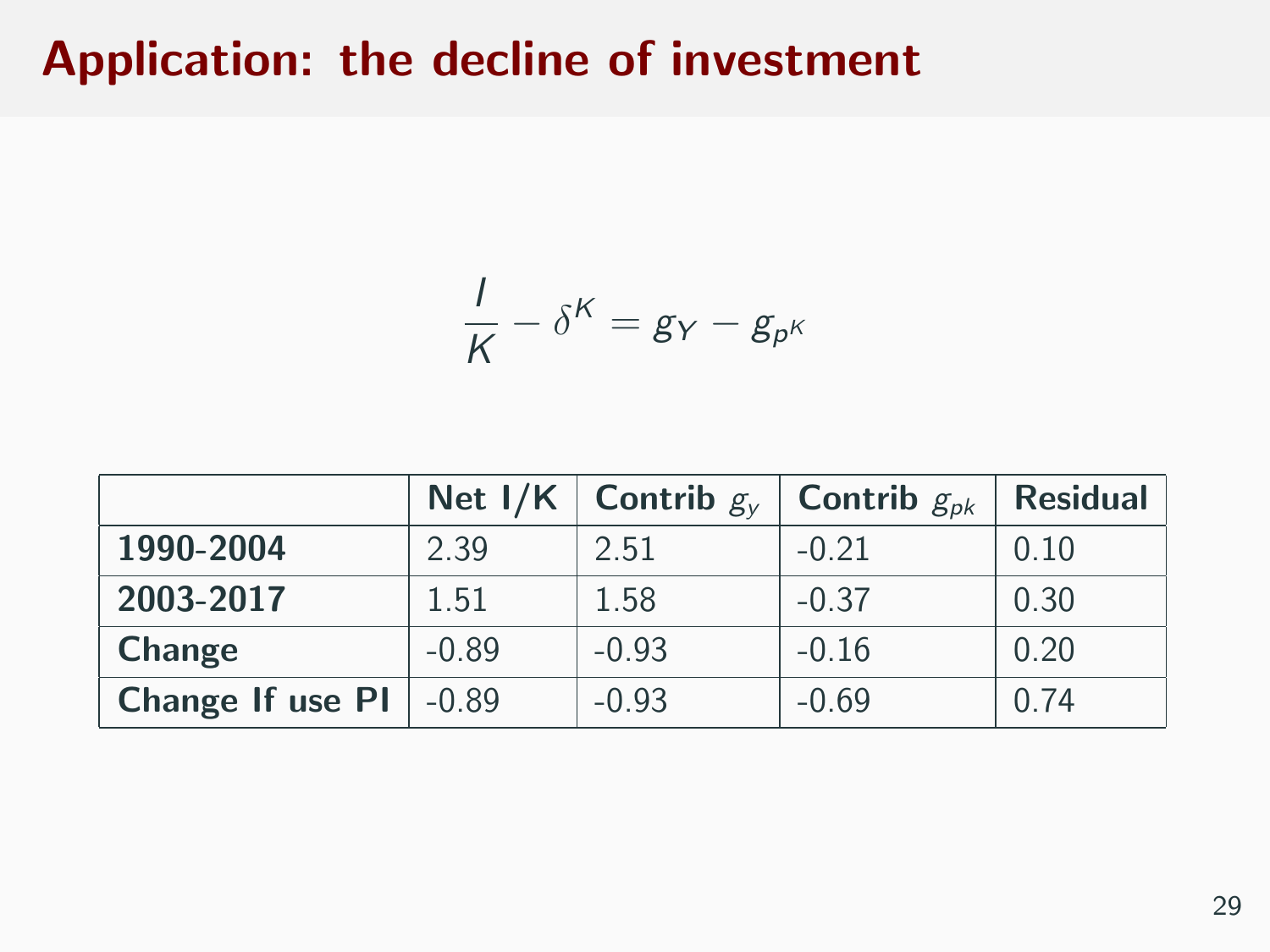# Application: the decline of investment

$$\frac{I}{K} - \delta^K = g_Y - g_{p^K}$$

| | Net I/K | Contrib $g_y$ | Contrib $g_{pk}$ | Residual |
|---|---|---|---|---|
| **1990-2004** | 2.39 | 2.51 | -0.21 | 0.10 |
| **2003-2017** | 1.51 | 1.58 | -0.37 | 0.30 |
| **Change** | -0.89 | -0.93 | -0.16 | 0.20 |
| **Change If use PI** | -0.89 | -0.93 | -0.69 | 0.74 |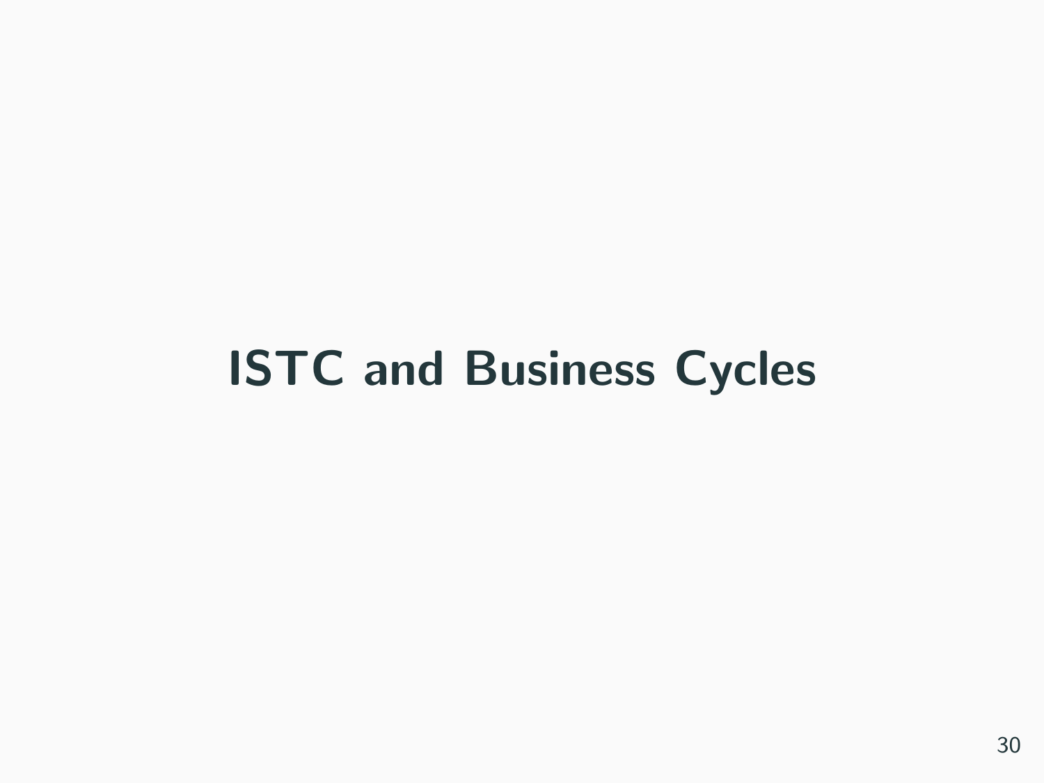# ISTC and Business Cycles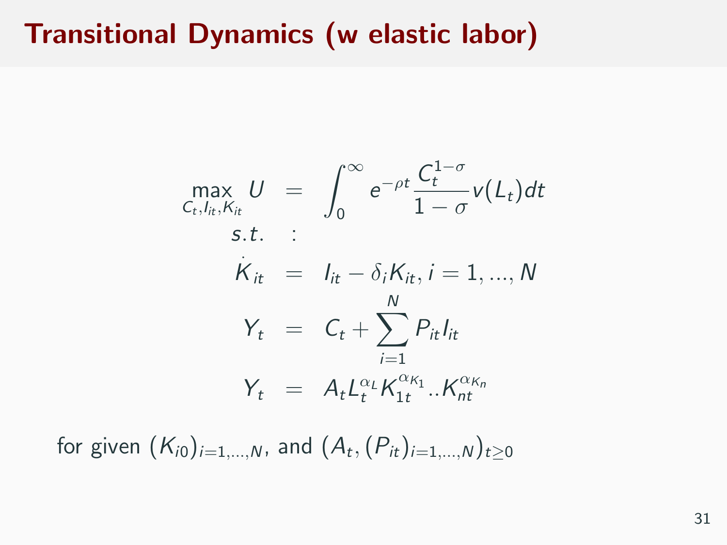# Transitional Dynamics (w elastic labor)

$$
\begin{aligned}
\max_{C_t, I_{it}, K_{it}} U &= \int_0^\infty e^{-\rho t} \frac{C_t^{1-\sigma}}{1-\sigma} v(L_t) dt \\
s.t. &: \\
\dot{K}_{it} &= I_{it} - \delta_i K_{it}, i = 1, ..., N \\
Y_t &= C_t + \sum_{i=1}^{N} P_{it} I_{it} \\
Y_t &= A_t L_t^{\alpha_L} K_{1t}^{\alpha_{K_1}} .. K_{nt}^{\alpha_{K_n}}
\end{aligned}
$$

for given $(K_{i0})_{i=1,...,N}$, and $(A_t, (P_{it})_{i=1,...,N})_{t \geq 0}$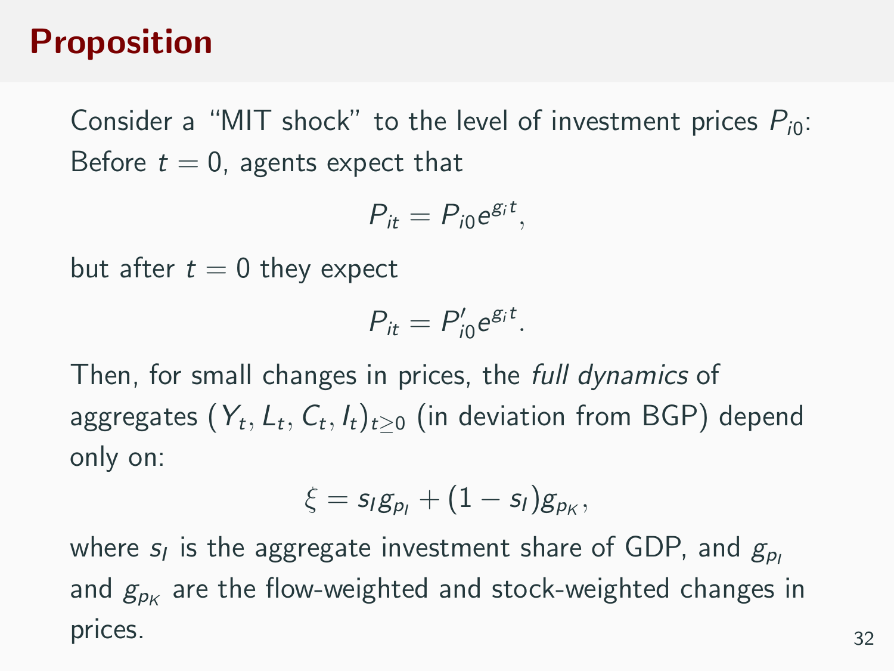# Proposition

Consider a "MIT shock" to the level of investment prices $P_{i0}$: Before $t = 0$, agents expect that

$$P_{it} = P_{i0} e^{g_i t},$$

but after $t = 0$ they expect

$$P_{it} = P'_{i0} e^{g_i t}.$$

Then, for small changes in prices, the *full dynamics* of aggregates $(Y_t, L_t, C_t, I_t)_{t \geq 0}$ (in deviation from BGP) depend only on:

$$\xi = s_I g_{p_I} + (1 - s_I) g_{p_K},$$

where $s_I$ is the aggregate investment share of GDP, and $g_{p_I}$ and $g_{p_K}$ are the flow-weighted and stock-weighted changes in prices.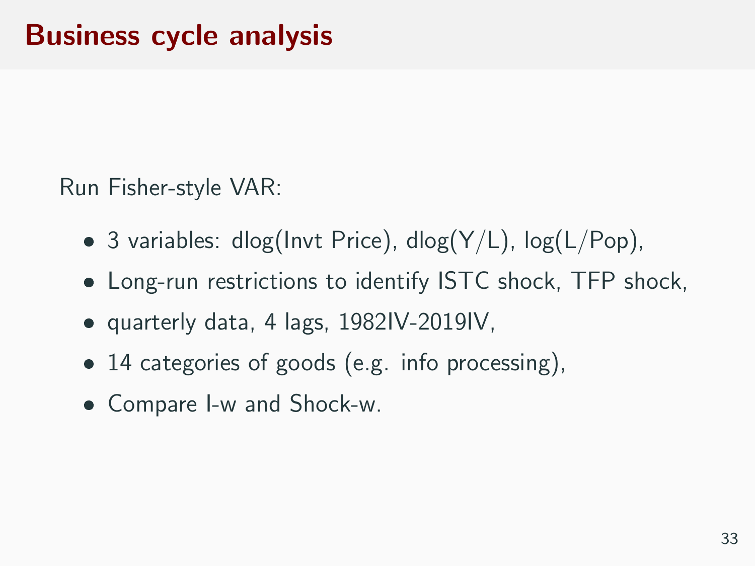# Business cycle analysis

Run Fisher-style VAR:

- 3 variables: dlog(Invt Price), dlog(Y/L), log(L/Pop),
- Long-run restrictions to identify ISTC shock, TFP shock,
- quarterly data, 4 lags, 1982IV-2019IV,
- 14 categories of goods (e.g. info processing),
- Compare I-w and Shock-w.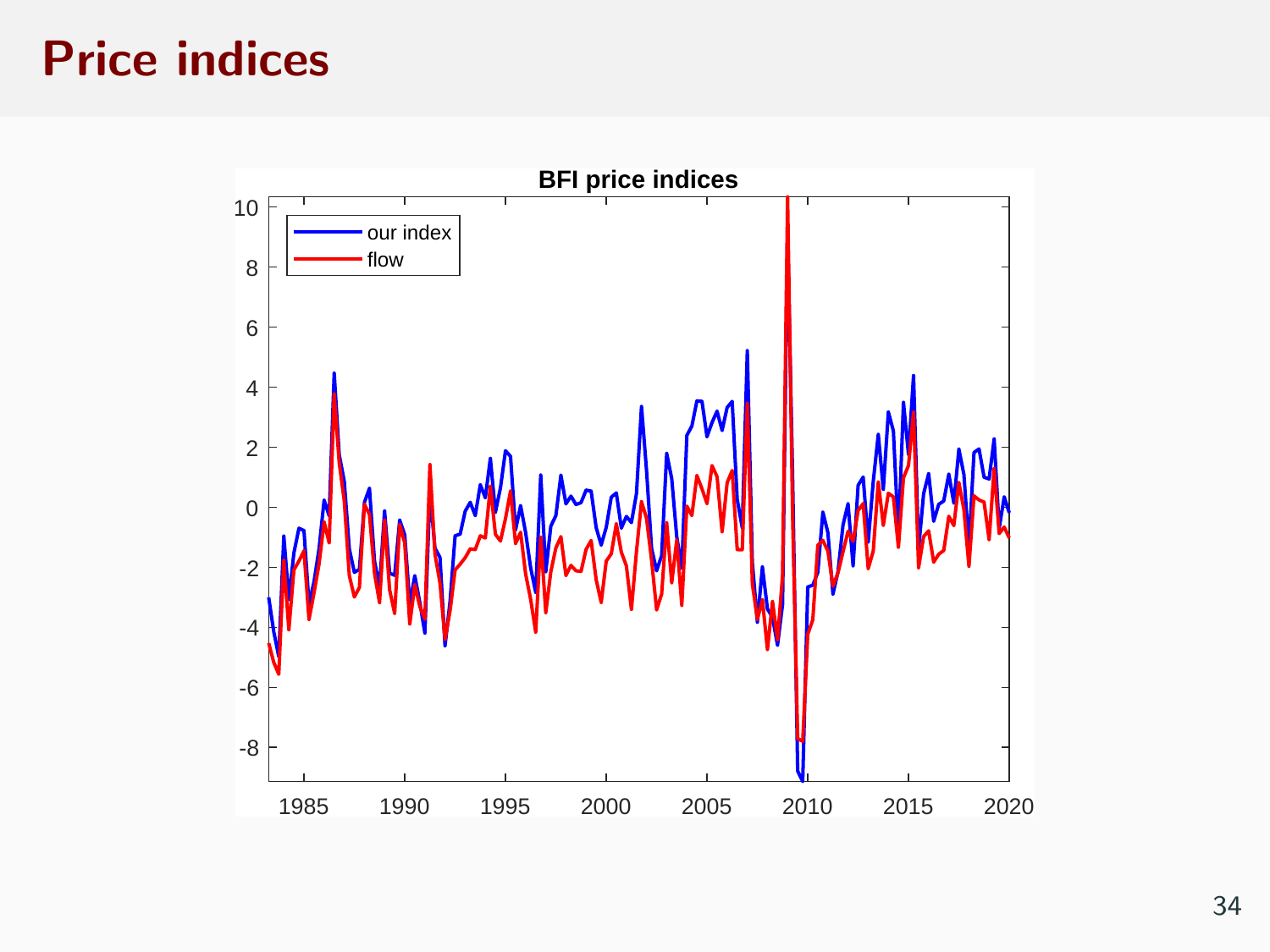# Price indices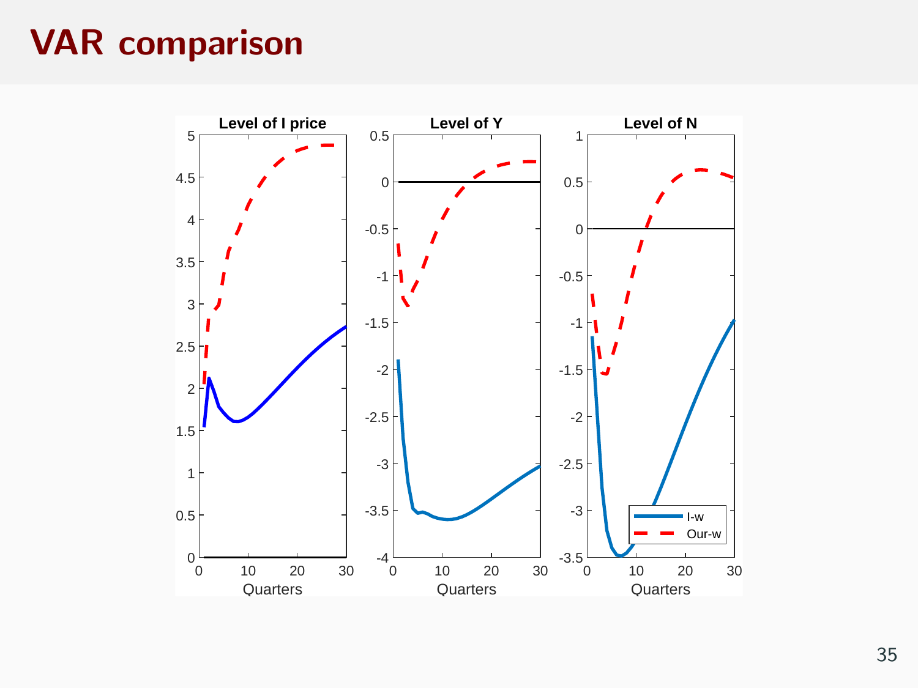# VAR comparison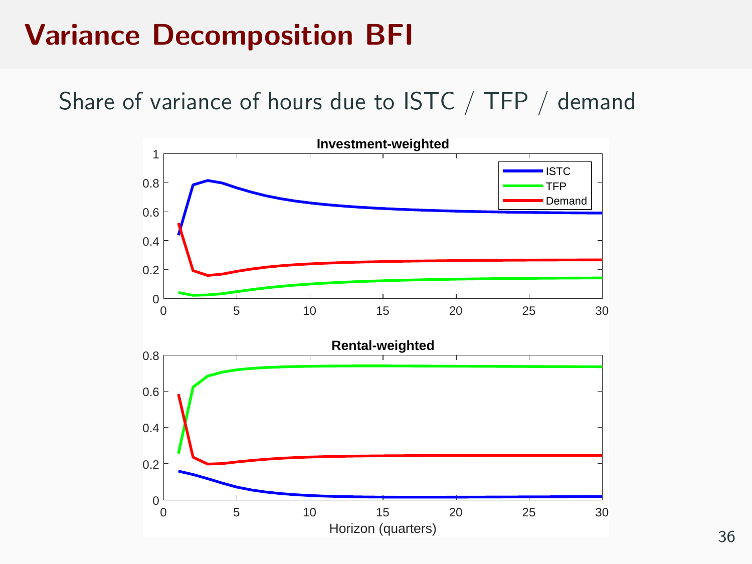# Variance Decomposition BFI

Share of variance of hours due to ISTC / TFP / demand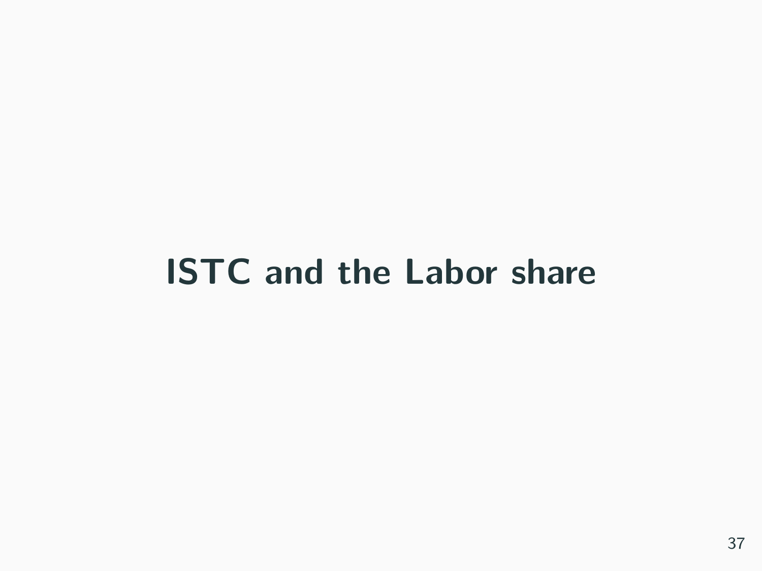# ISTC and the Labor share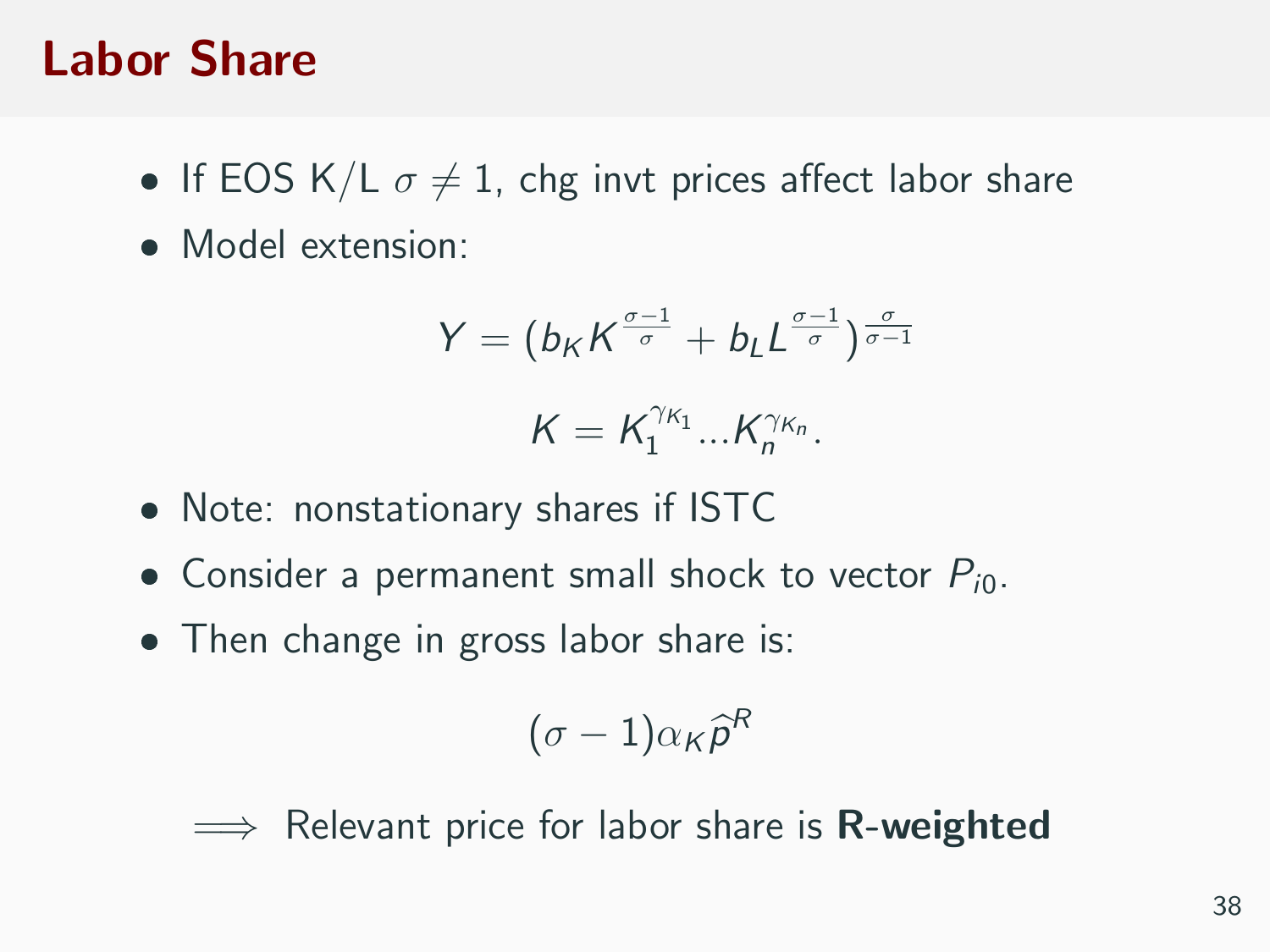# Labor Share

- If EOS K/L $\sigma \neq 1$, chg invt prices affect labor share
- Model extension:

$$Y = \left(b_K K^{\frac{\sigma-1}{\sigma}} + b_L L^{\frac{\sigma-1}{\sigma}}\right)^{\frac{\sigma}{\sigma-1}}$$

$$K = K_1^{\gamma_{K_1}} \ldots K_n^{\gamma_{K_n}}.$$

- Note: nonstationary shares if ISTC
- Consider a permanent small shock to vector $P_{i0}$.
- Then change in gross labor share is:

$$(\sigma - 1)\alpha_K \widehat{p}^R$$

$\implies$ Relevant price for labor share is **R-weighted**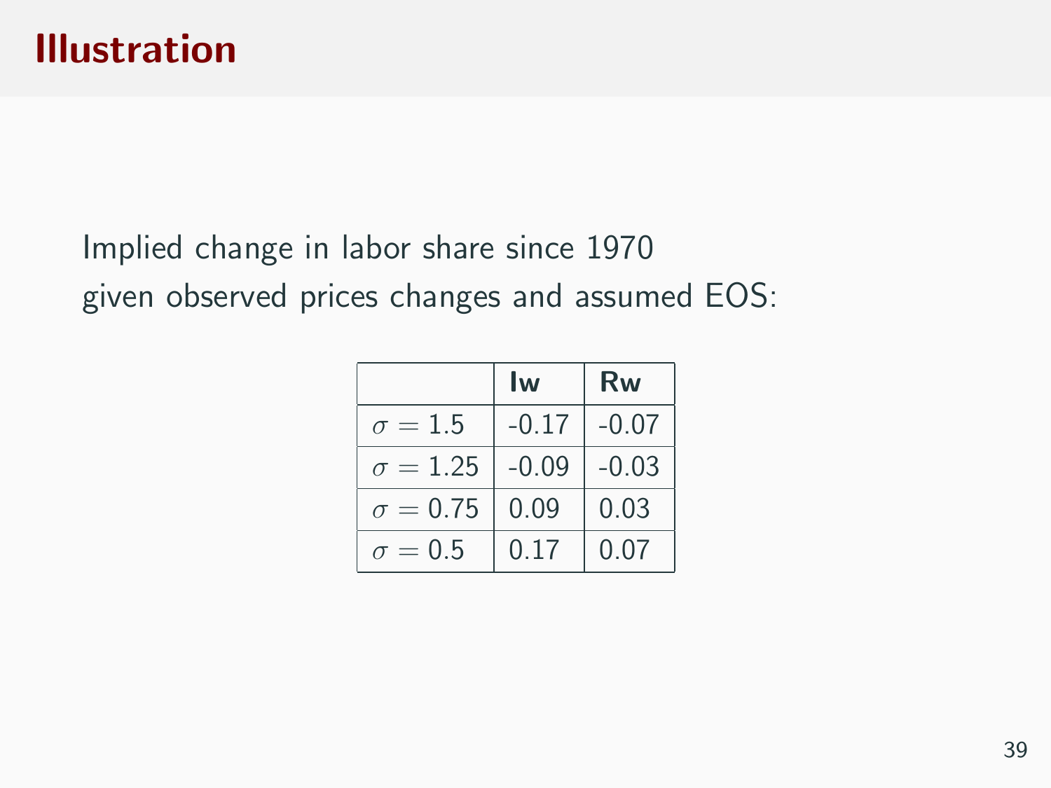# Illustration

Implied change in labor share since 1970
given observed prices changes and assumed EOS:

| | **Iw** | **Rw** |
|---|---|---|
| $\sigma = 1.5$ | -0.17 | -0.07 |
| $\sigma = 1.25$ | -0.09 | -0.03 |
| $\sigma = 0.75$ | 0.09 | 0.03 |
| $\sigma = 0.5$ | 0.17 | 0.07 |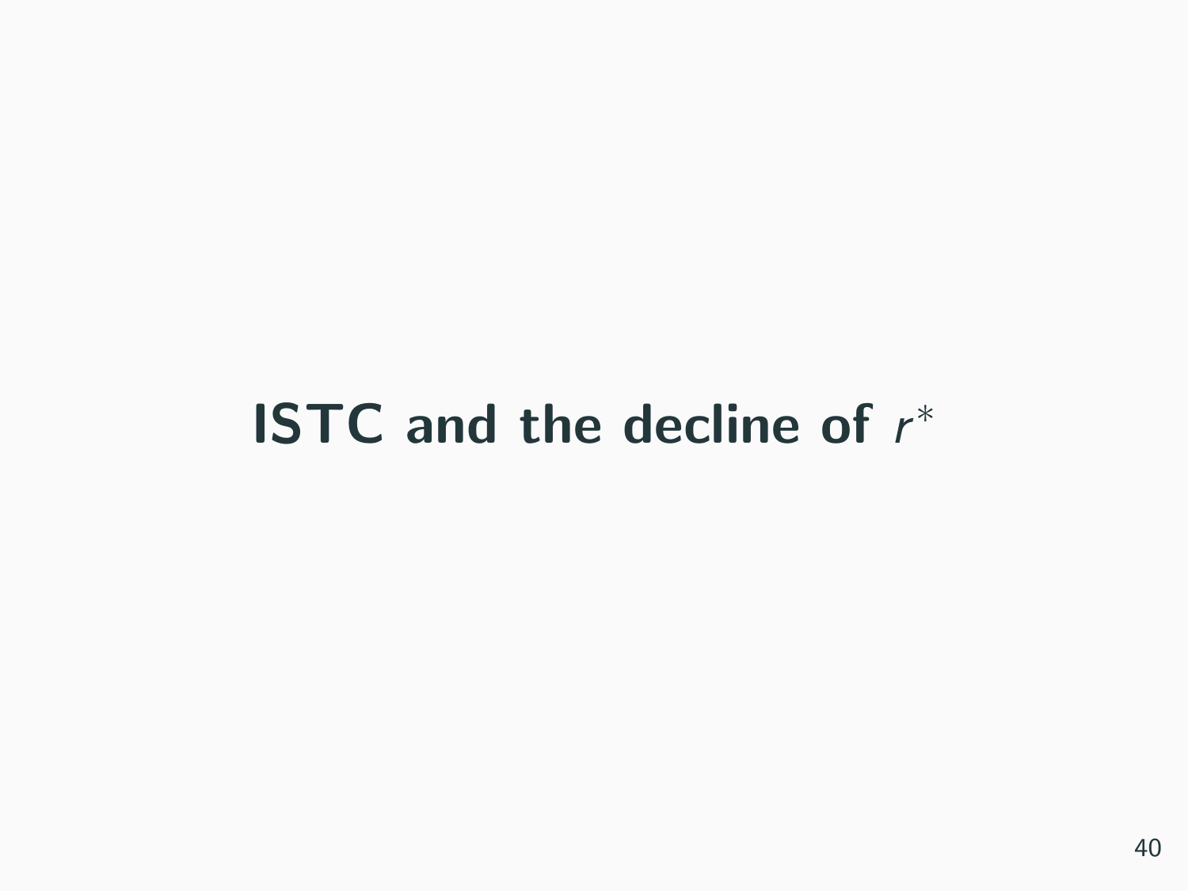# ISTC and the decline of $r^*$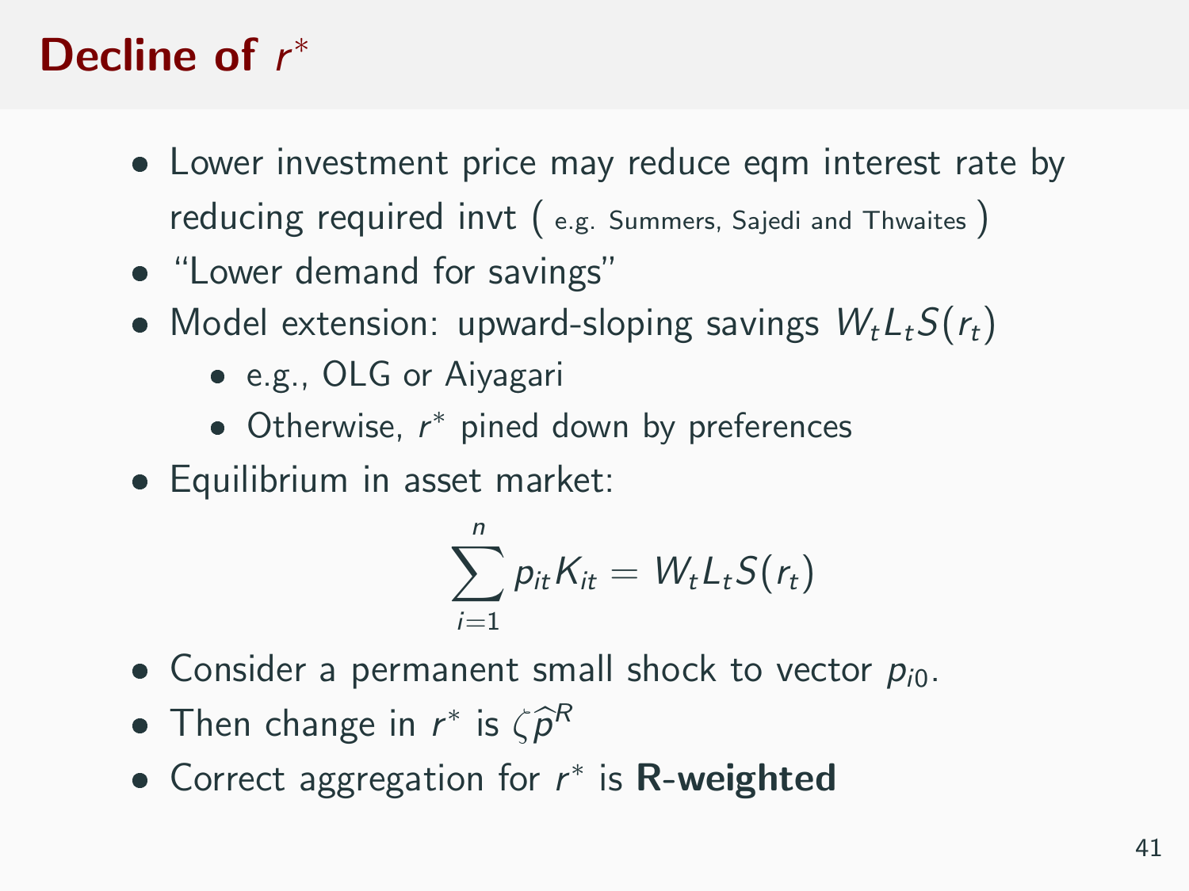# Decline of $r^*$

- Lower investment price may reduce eqm interest rate by reducing required invt ( e.g. Summers, Sajedi and Thwaites )
- "Lower demand for savings"
- Model extension: upward-sloping savings $W_t L_t S(r_t)$
  - e.g., OLG or Aiyagari
  - Otherwise, $r^*$ pined down by preferences
- Equilibrium in asset market:

$$\sum_{i=1}^{n} p_{it} K_{it} = W_t L_t S(r_t)$$

- Consider a permanent small shock to vector $p_{i0}$.
- Then change in $r^*$ is $\zeta \widehat{p}^R$
- Correct aggregation for $r^*$ is **R-weighted**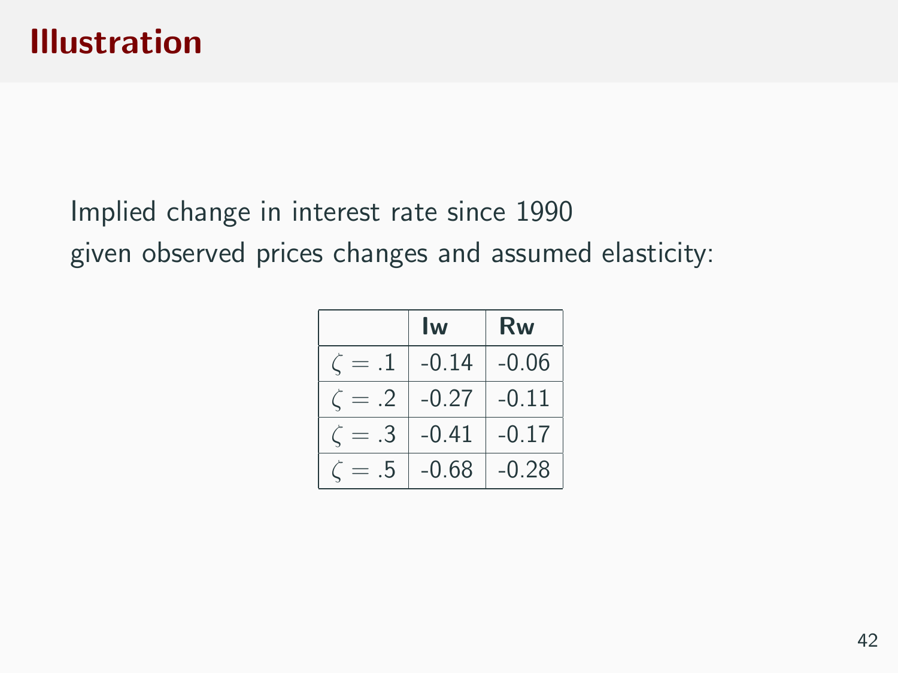# Illustration

Implied change in interest rate since 1990
given observed prices changes and assumed elasticity:

| | **Iw** | **Rw** |
|---|---|---|
| $\zeta = .1$ | -0.14 | -0.06 |
| $\zeta = .2$ | -0.27 | -0.11 |
| $\zeta = .3$ | -0.41 | -0.17 |
| $\zeta = .5$ | -0.68 | -0.28 |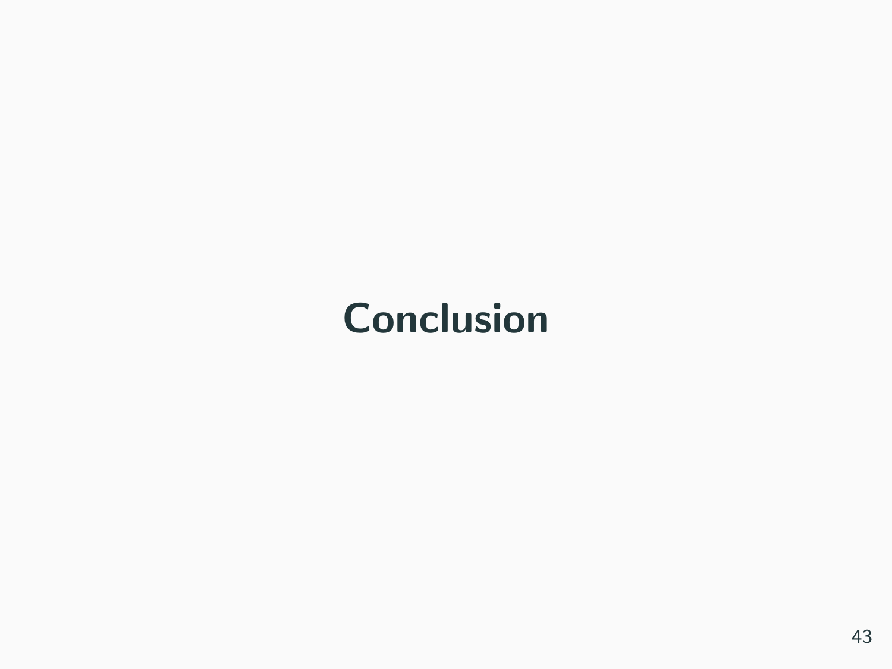# Conclusion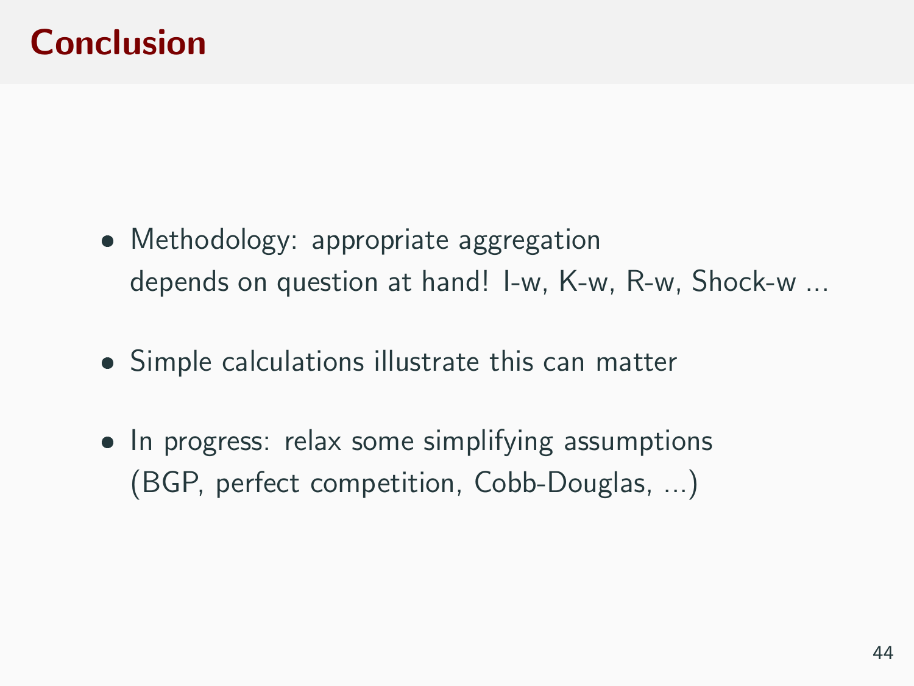# Conclusion

- Methodology: appropriate aggregation
  depends on question at hand! I-w, K-w, R-w, Shock-w ...

- Simple calculations illustrate this can matter

- In progress: relax some simplifying assumptions
  (BGP, perfect competition, Cobb-Douglas, ...)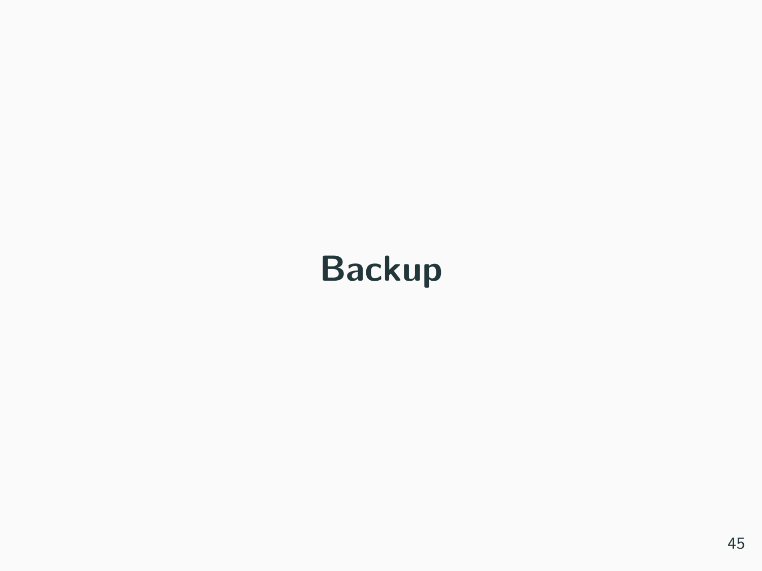# Backup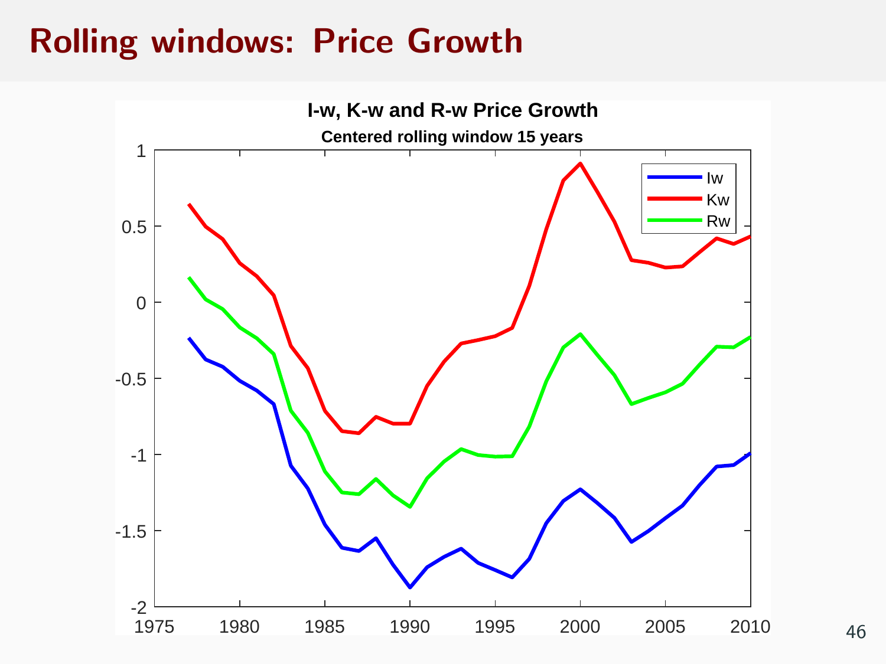# Rolling windows: Price Growth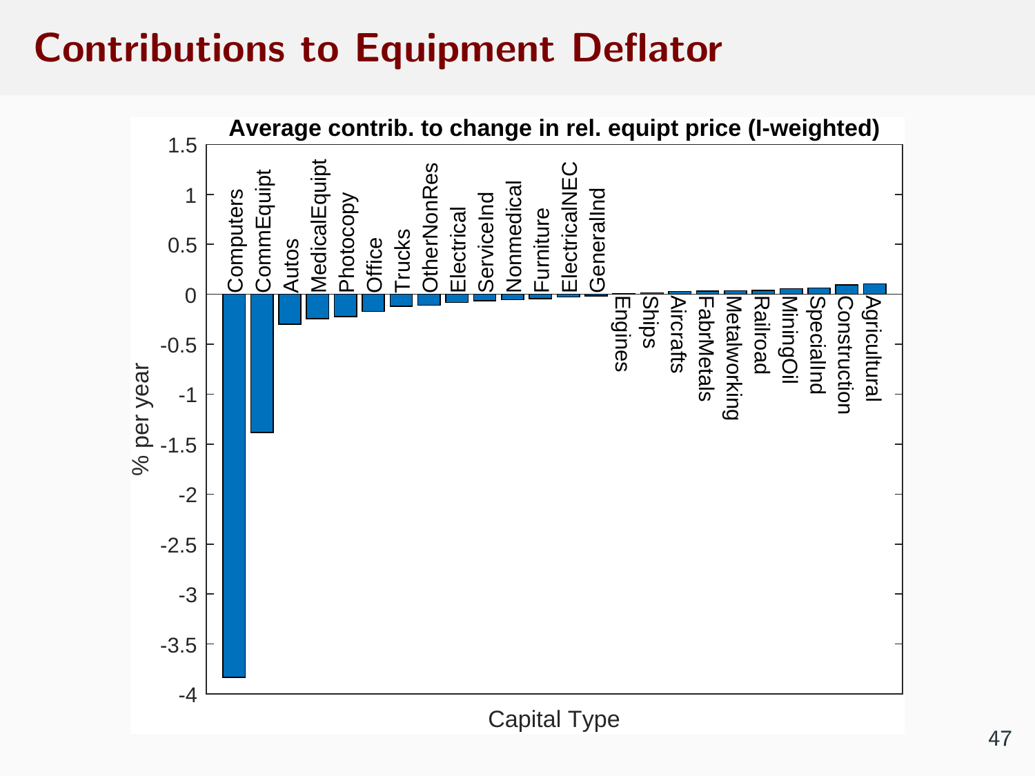# Contributions to Equipment Deflator

**Average contrib. to change in rel. equipt price (I-weighted)**

Y-axis: % per year (from -4 to 1.5)

X-axis: Capital Type

Categories (left to right): Computers, CommEquipt, Autos, MedicalEquipt, Photocopy, Office, Trucks, OtherNonRes, Electrical, ServiceInd, Nonmedical, Furniture, ElectricalNEC, GeneralInd, Engines, Ships, Aircrafts, FabrMetals, Metalworking, Railroad, MiningOil, SpecialInd, Construction, Agricultural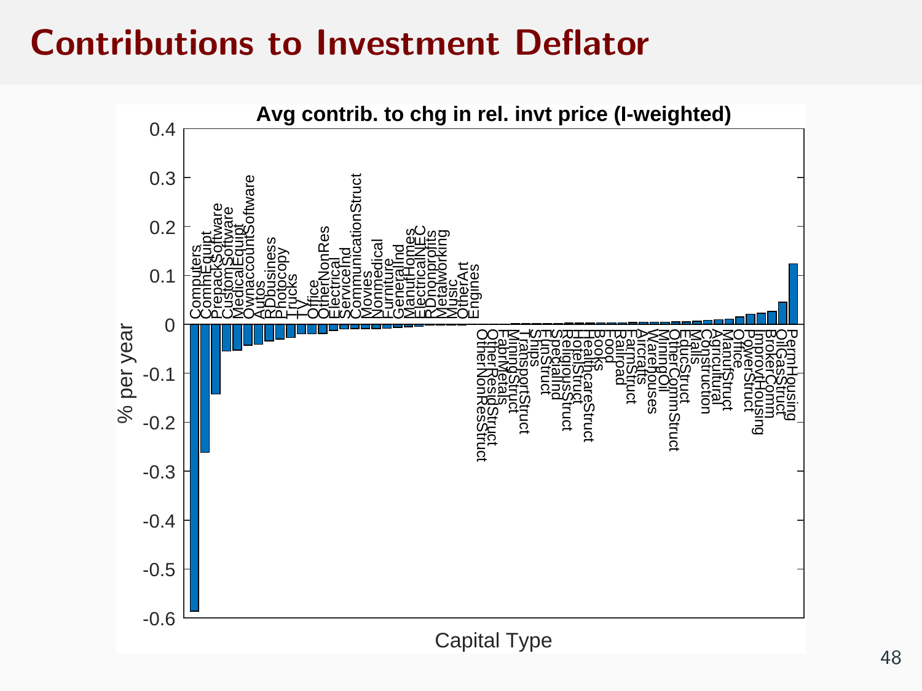# Contributions to Investment Deflator

**Avg contrib. to chg in rel. invt price (I-weighted)**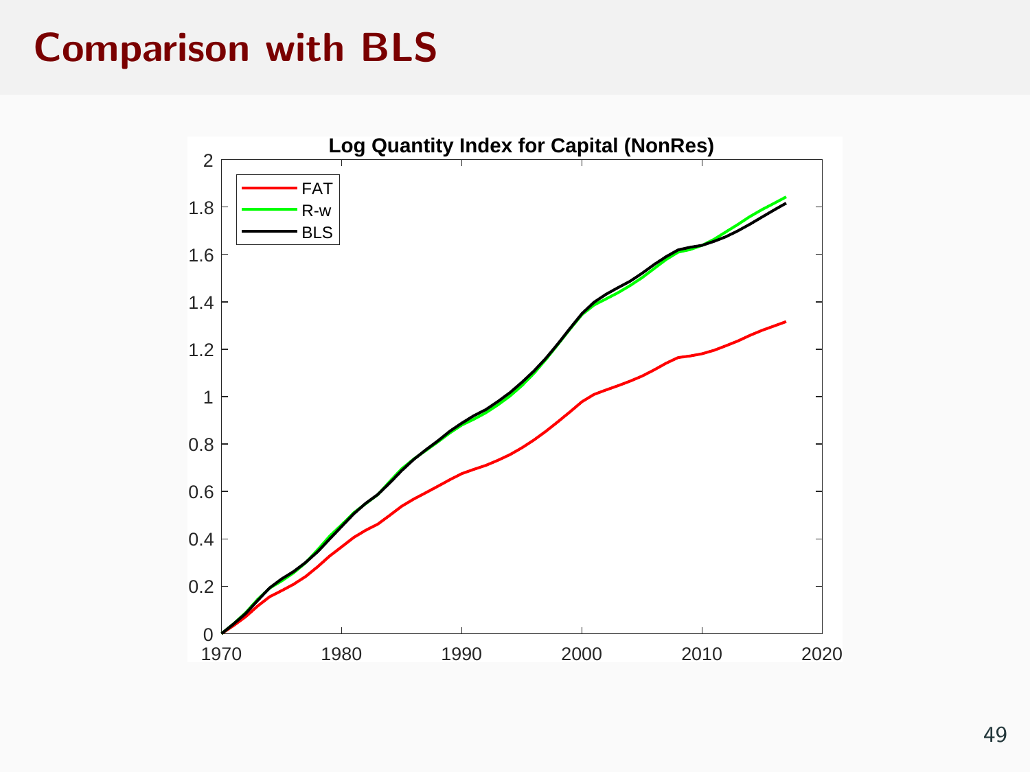# Comparison with BLS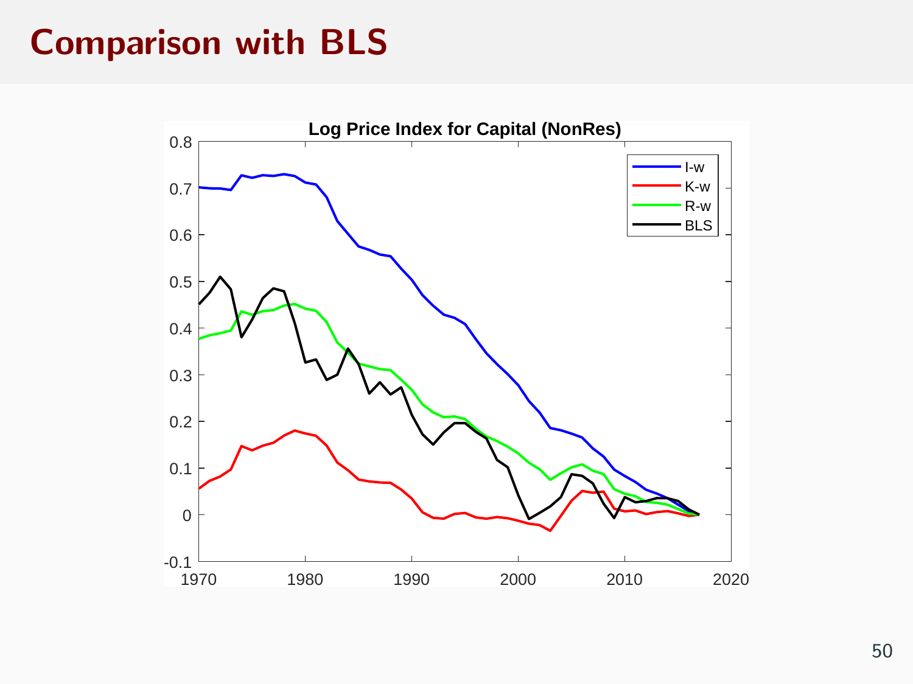# Comparison with BLS

**Log Price Index for Capital (NonRes)**

Legend: I-w, K-w, R-w, BLS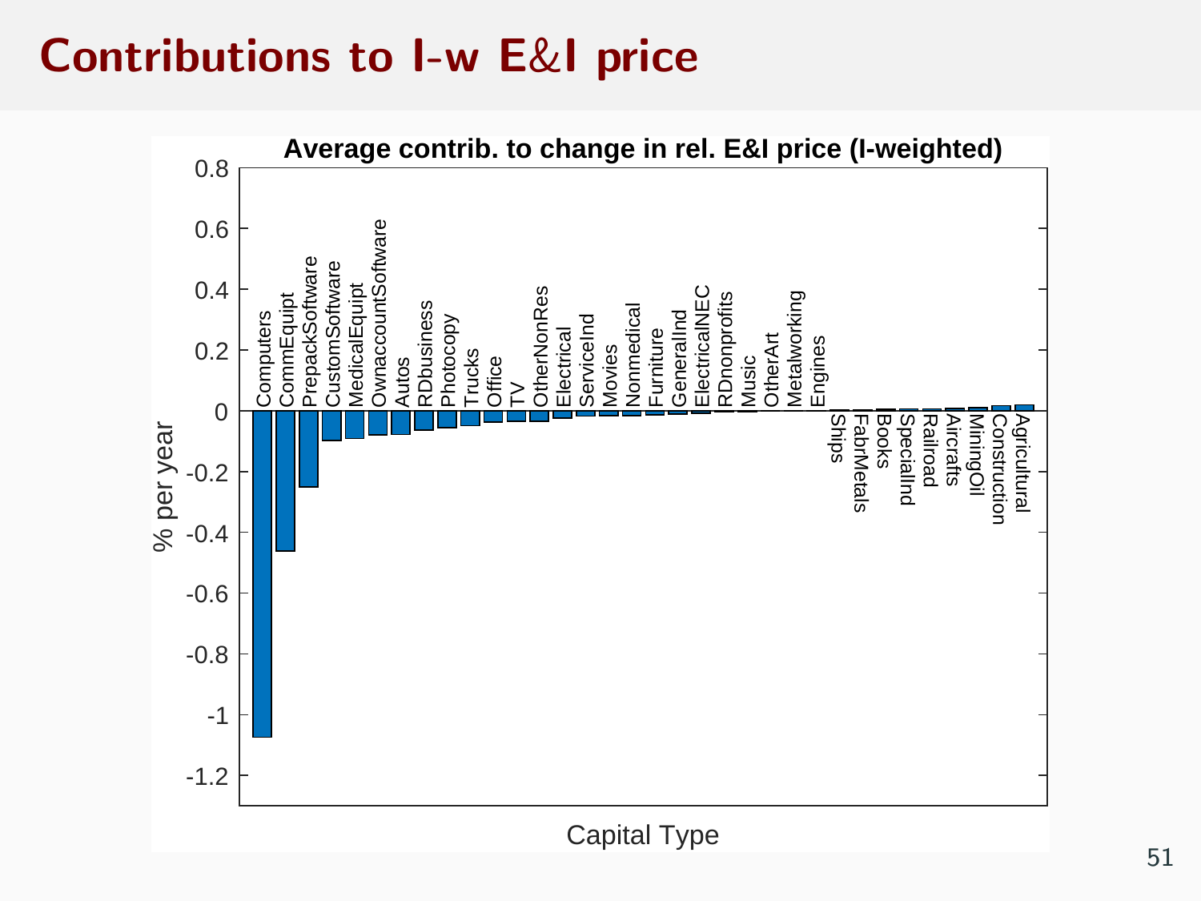# Contributions to I-w E&I price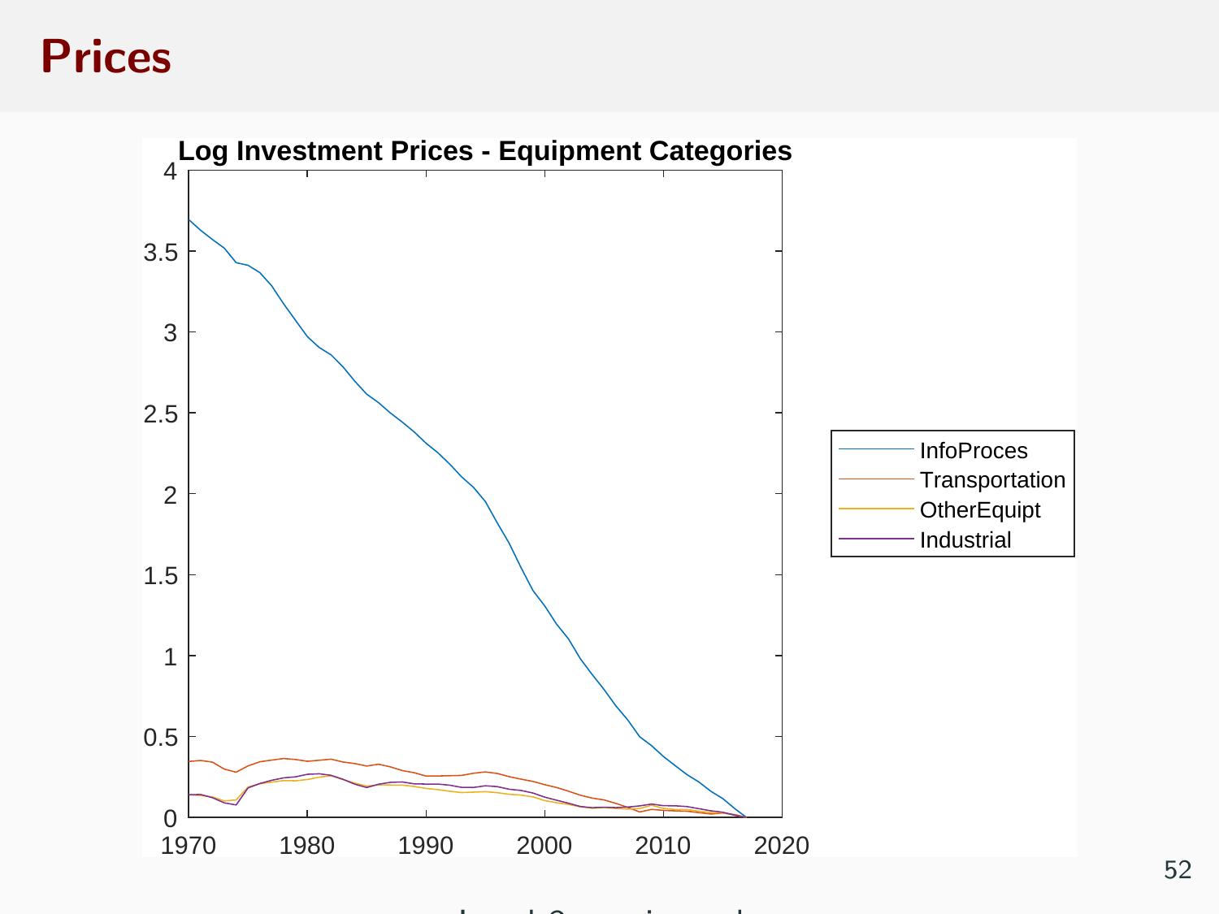# Prices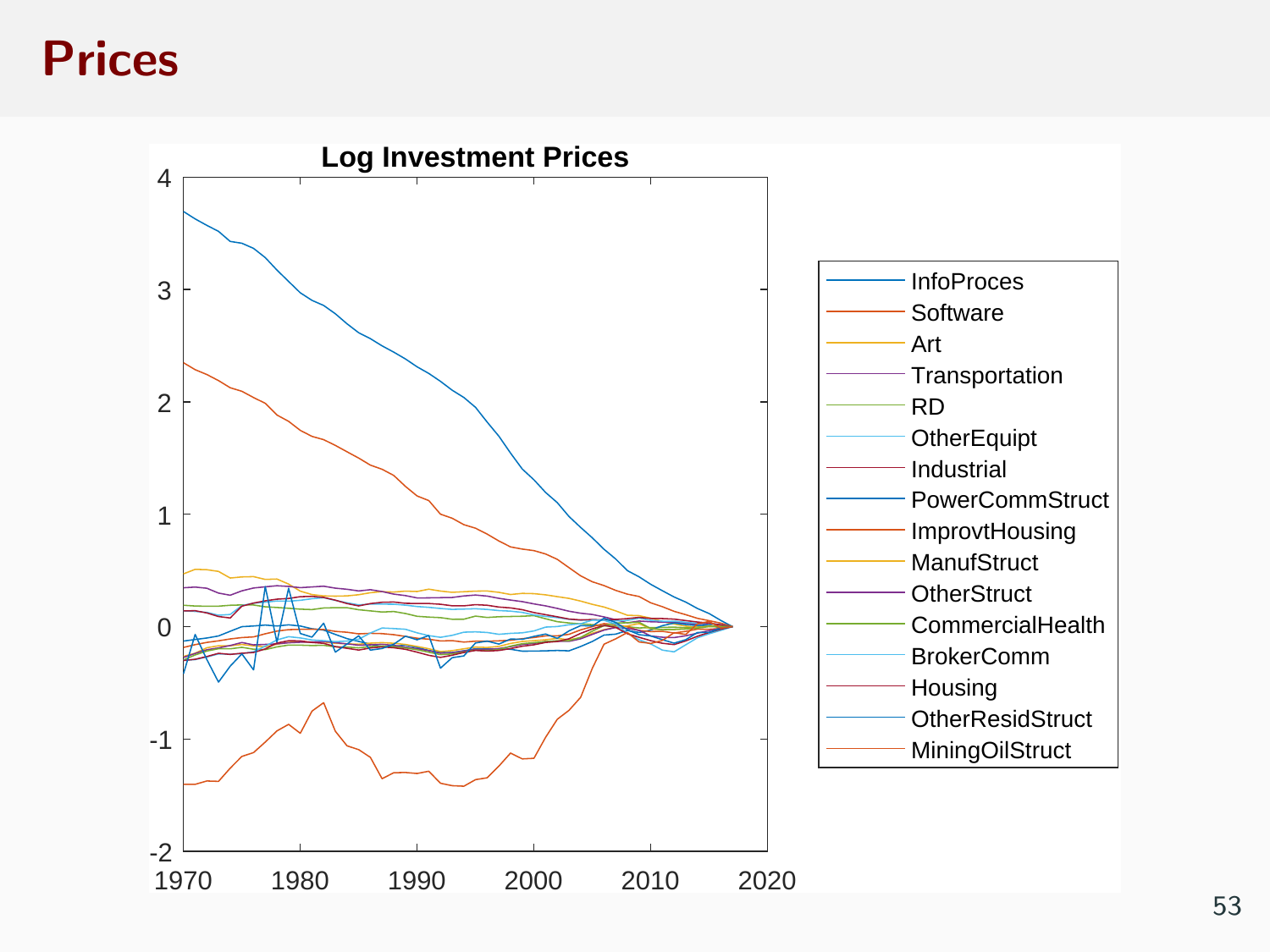# Prices

**Log Investment Prices**

InfoProces, Software, Art, Transportation, RD, OtherEquipt, Industrial, PowerCommStruct, ImprovtHousing, ManufStruct, OtherStruct, CommercialHealth, BrokerComm, Housing, OtherResidStruct, MiningOilStruct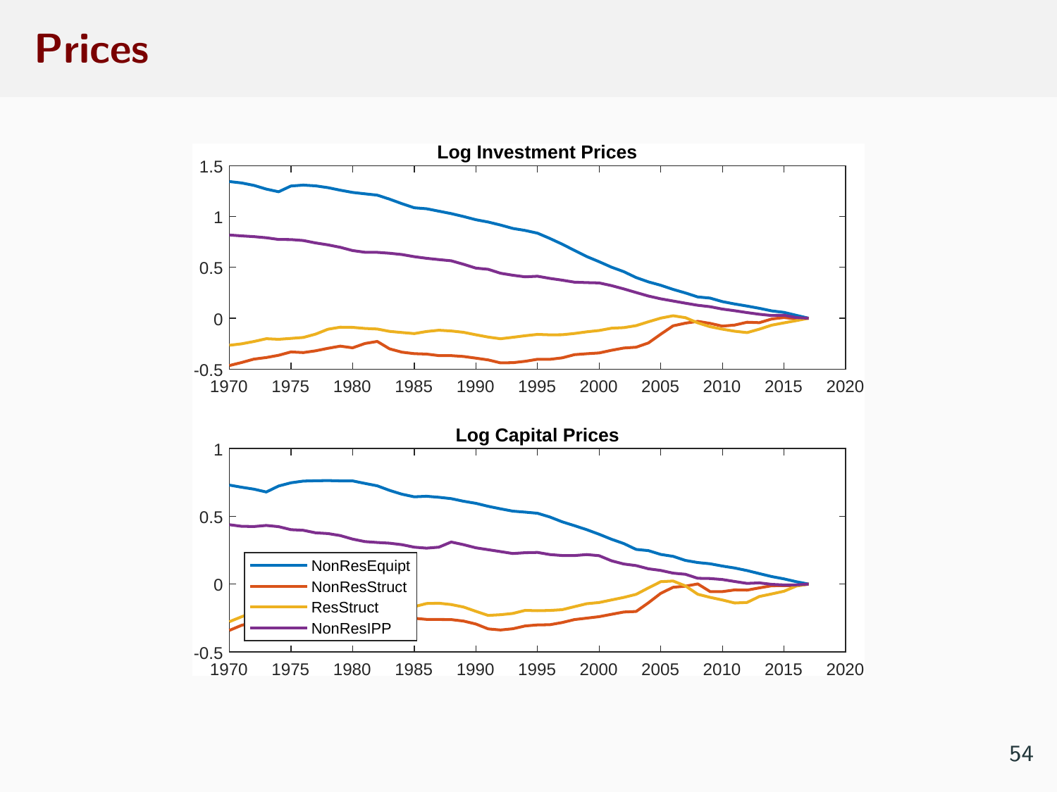# Prices

**Log Investment Prices**

**Log Capital Prices**

- NonResEquipt
- NonResStruct
- ResStruct
- NonResIPP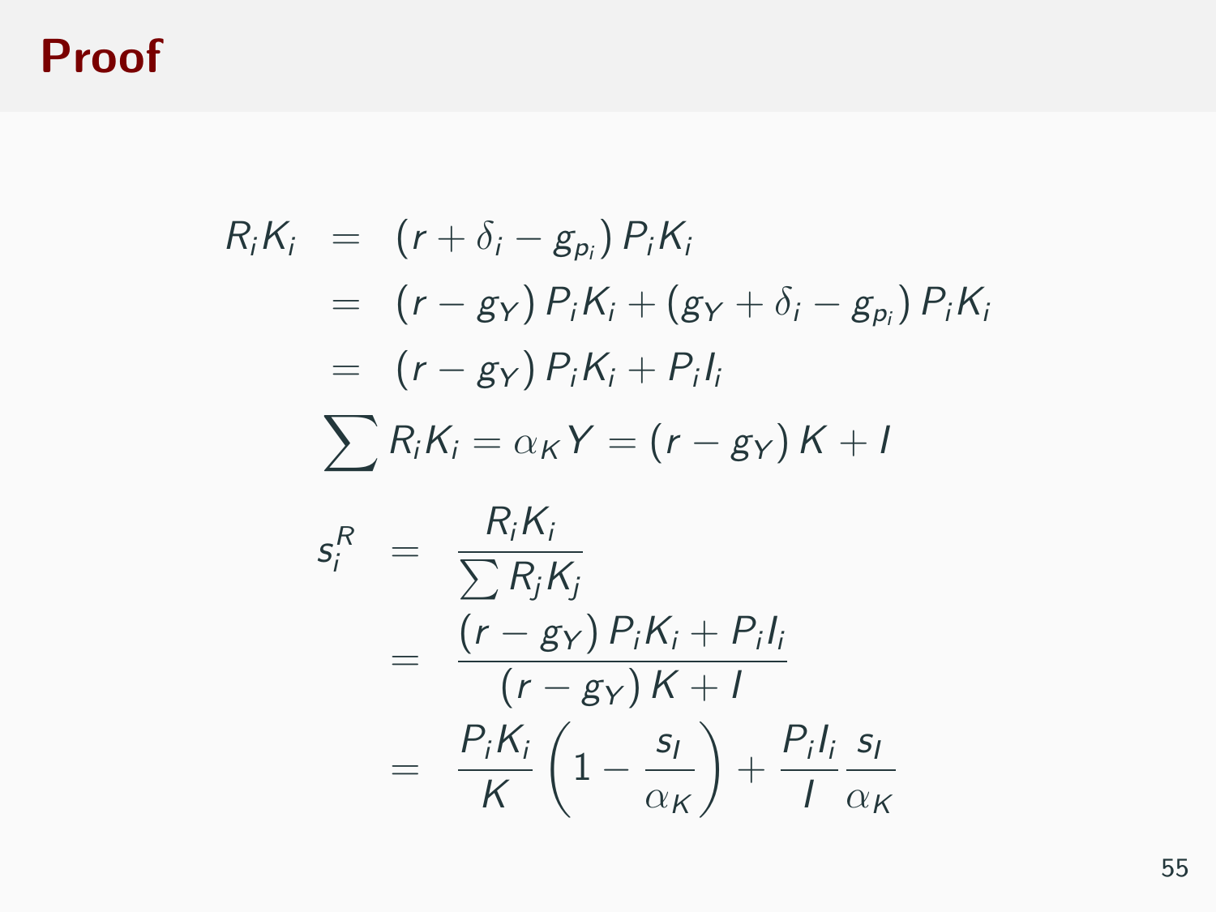# Proof

$$
\begin{aligned}
R_i K_i &= \left(r + \delta_i - g_{p_i}\right) P_i K_i \\
&= \left(r - g_Y\right) P_i K_i + \left(g_Y + \delta_i - g_{p_i}\right) P_i K_i \\
&= \left(r - g_Y\right) P_i K_i + P_i I_i
\end{aligned}
$$

$$
\sum R_i K_i = \alpha_K Y = \left(r - g_Y\right) K + I
$$

$$
\begin{aligned}
s_i^R &= \frac{R_i K_i}{\sum R_j K_j} \\
&= \frac{\left(r - g_Y\right) P_i K_i + P_i I_i}{\left(r - g_Y\right) K + I} \\
&= \frac{P_i K_i}{K}\left(1 - \frac{s_I}{\alpha_K}\right) + \frac{P_i I_i}{I}\frac{s_I}{\alpha_K}
\end{aligned}
$$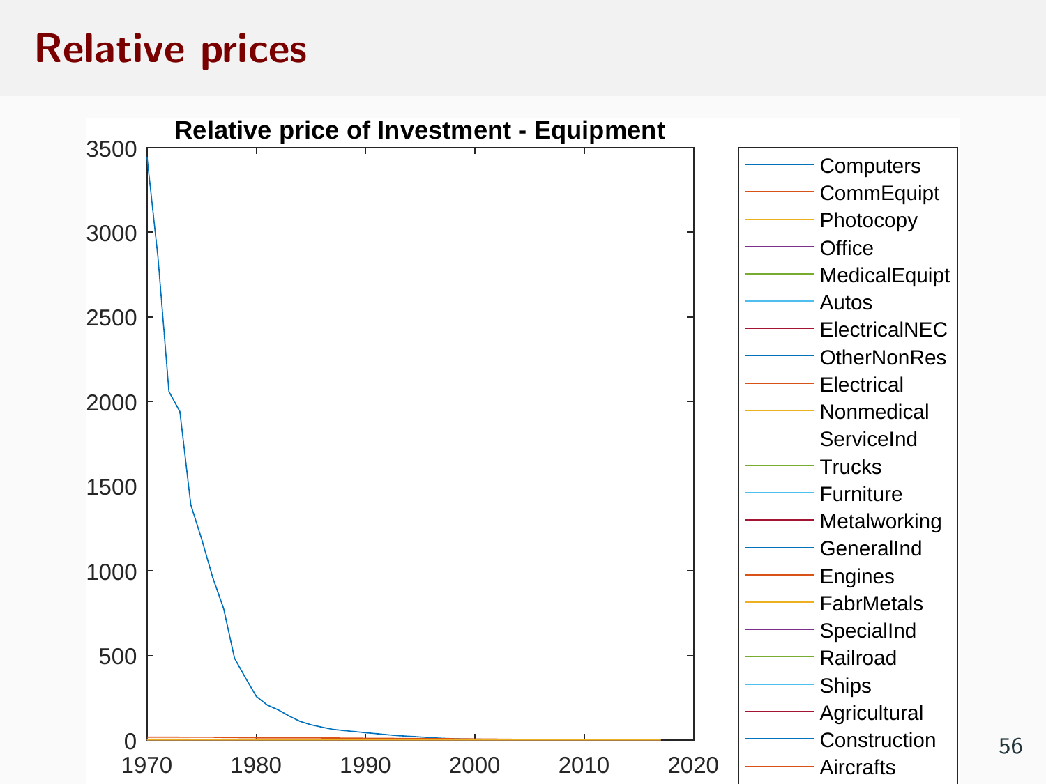# Relative prices

**Relative price of Investment - Equipment**

- Computers
- CommEquipt
- Photocopy
- Office
- MedicalEquipt
- Autos
- ElectricalNEC
- OtherNonRes
- Electrical
- Nonmedical
- ServiceInd
- Trucks
- Furniture
- Metalworking
- GeneralInd
- Engines
- FabrMetals
- SpecialInd
- Railroad
- Ships
- Agricultural
- Construction
- Aircrafts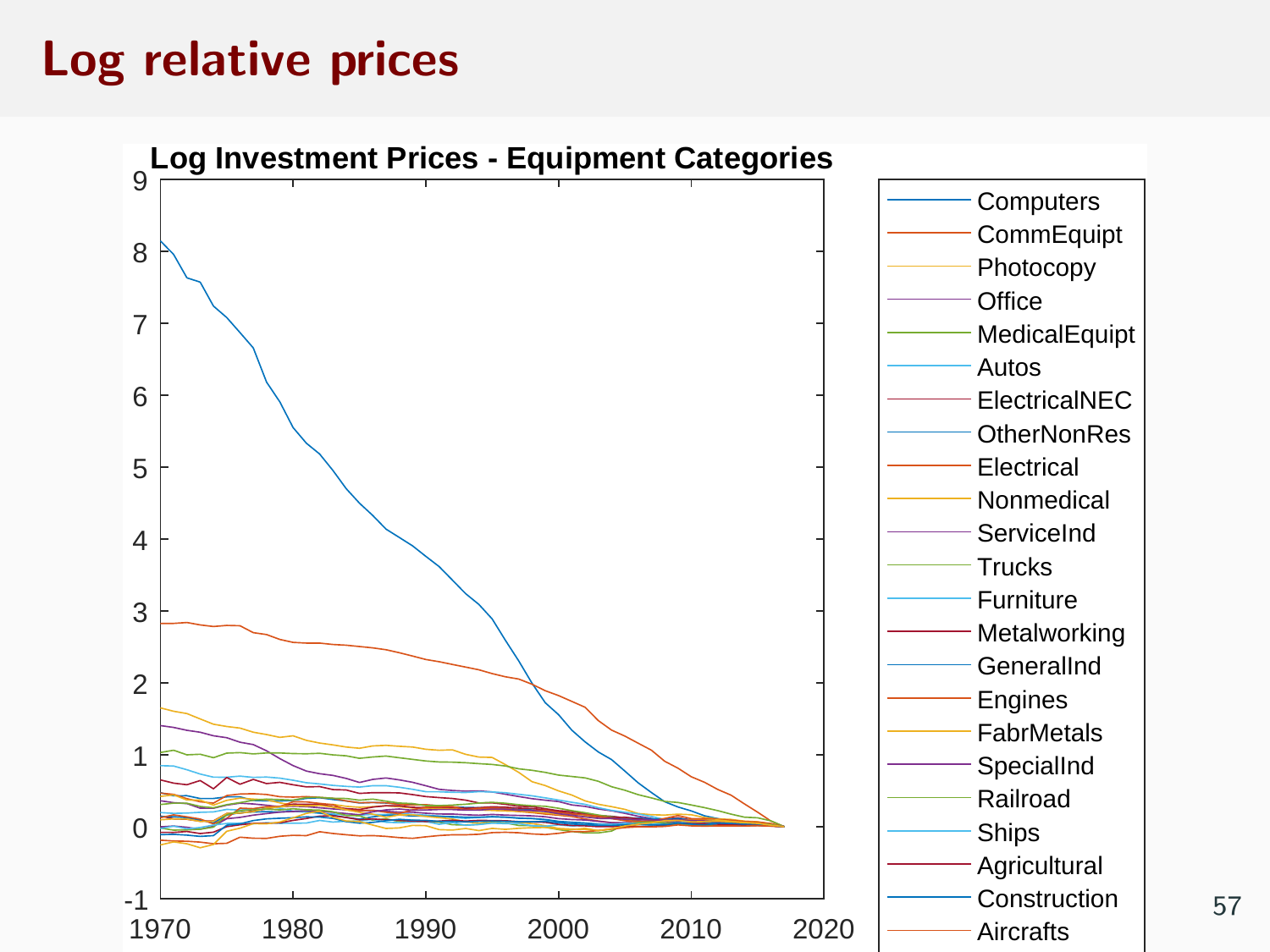# Log relative prices

**Log Investment Prices - Equipment Categories**

- Computers
- CommEquipt
- Photocopy
- Office
- MedicalEquipt
- Autos
- ElectricalNEC
- OtherNonRes
- Electrical
- Nonmedical
- ServiceInd
- Trucks
- Furniture
- Metalworking
- GeneralInd
- Engines
- FabrMetals
- SpecialInd
- Railroad
- Ships
- Agricultural
- Construction
- Aircrafts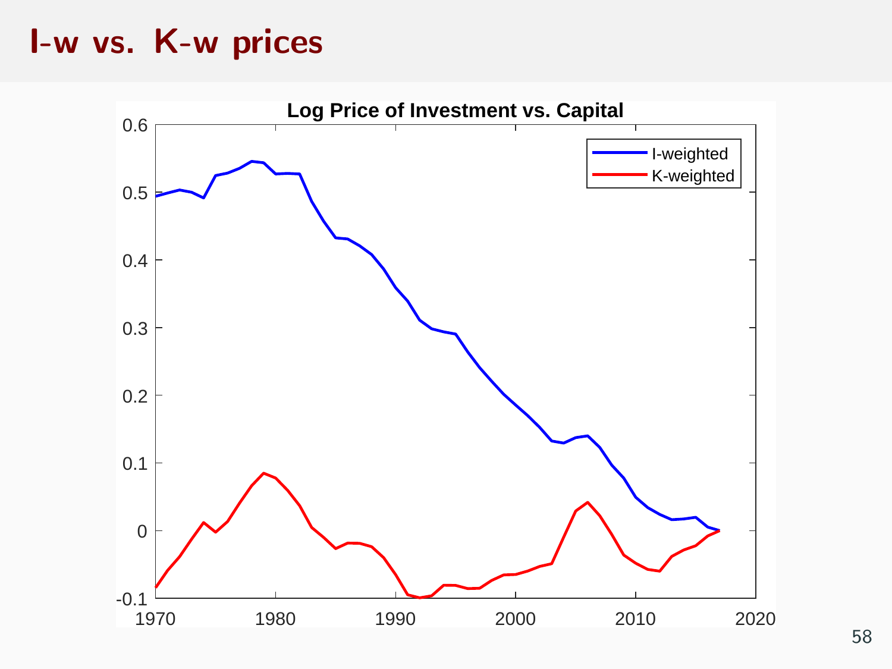# I-w vs. K-w prices

**Log Price of Investment vs. Capital**

Legend: I-weighted, K-weighted

Y-axis: -0.1, 0, 0.1, 0.2, 0.3, 0.4, 0.5, 0.6

X-axis: 1970, 1980, 1990, 2000, 2010, 2020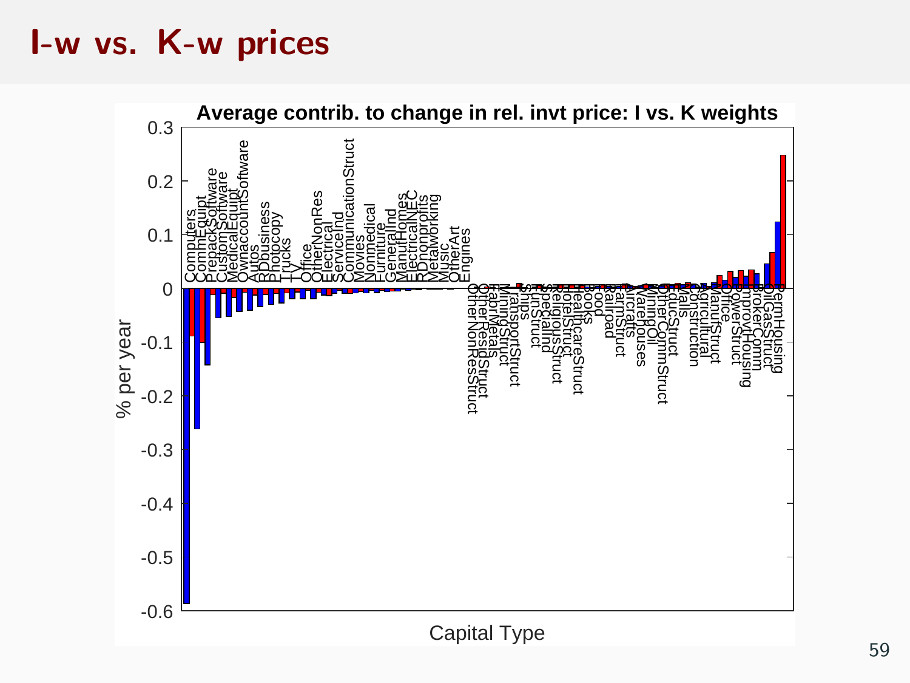# I-w vs. K-w prices

**Average contrib. to change in rel. invt price: I vs. K weights**

% per year

Capital Type

Computers, CommEquipt, PrepackSoftware, CustomSoftware, MedicalEquipt, OwnaccountSoftware, Autos, RDbusiness, Photocopy, Trucks, TV, Office, OtherNonRes, Electrical, ServiceInd, CommunicationStruct, Movies, Nonmedical, Furniture, GeneralInd, ManufHomes, ElectricalNEC, RDnonprofits, Metalworking, Music, OtherArt, Engines, OtherNonResStruct, OtherResidStruct, FabriMetals, MiningStruct, TransportStruct, Ships, FurnStruct, SpecialInd, ReligiousStruct, HotelStruct, HealthcareStruct, Books, Food, Railroad, FarmStruct, Aircrafts, Warehouses, MiningOil, OtherCommStruct, EducStruct, Malls, Construction, Agricultural, ManufStruct, Office, PowerStruct, ImprovHousing, BrokerComm, OilGasStruct, PermHousing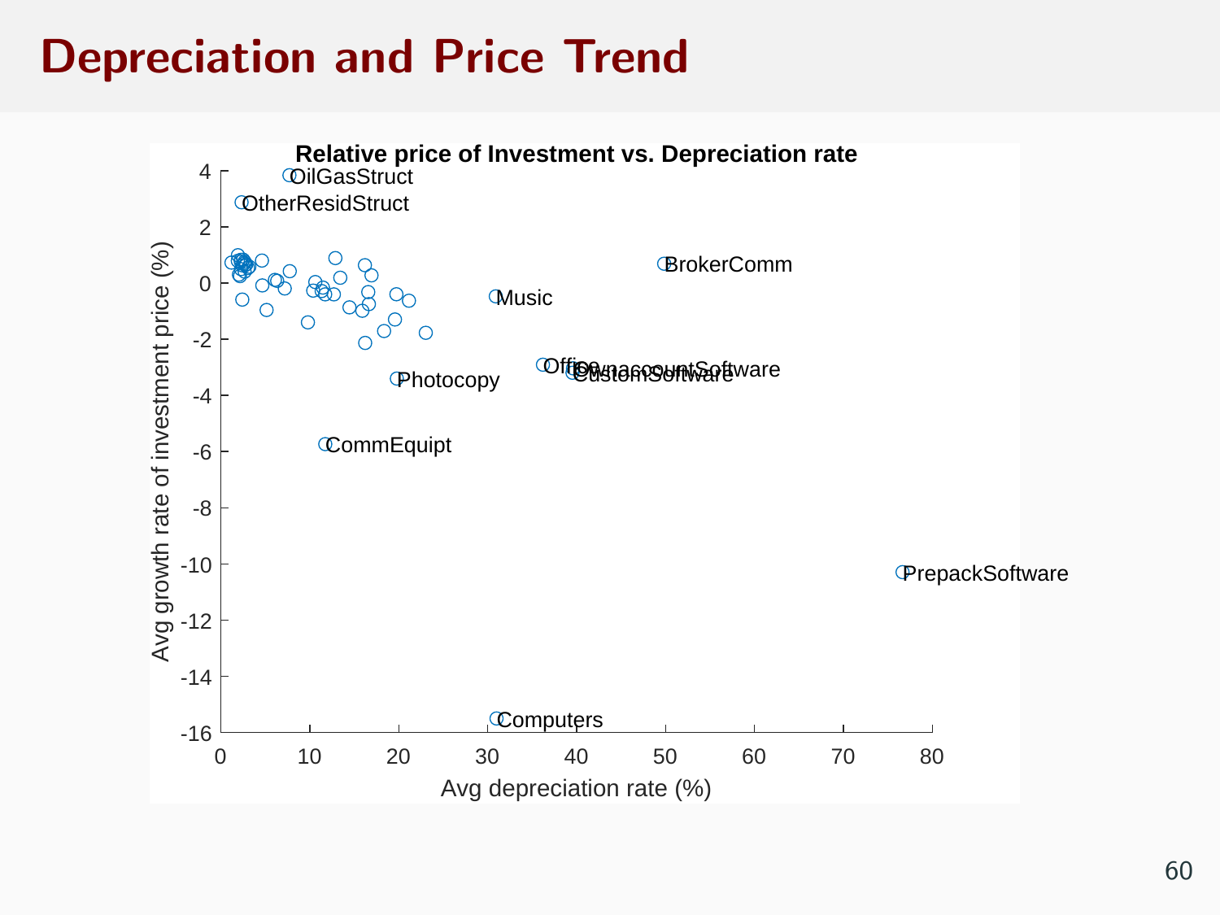# Depreciation and Price Trend

**Relative price of Investment vs. Depreciation rate**

Avg growth rate of investment price (%) vs. Avg depreciation rate (%)

Labeled points: OilGasStruct, OtherResidStruct, BrokerComm, Music, Office, OwnacountSoftware, CustomSoftware, Photocopy, CommEquipt, PrepackSoftware, Computers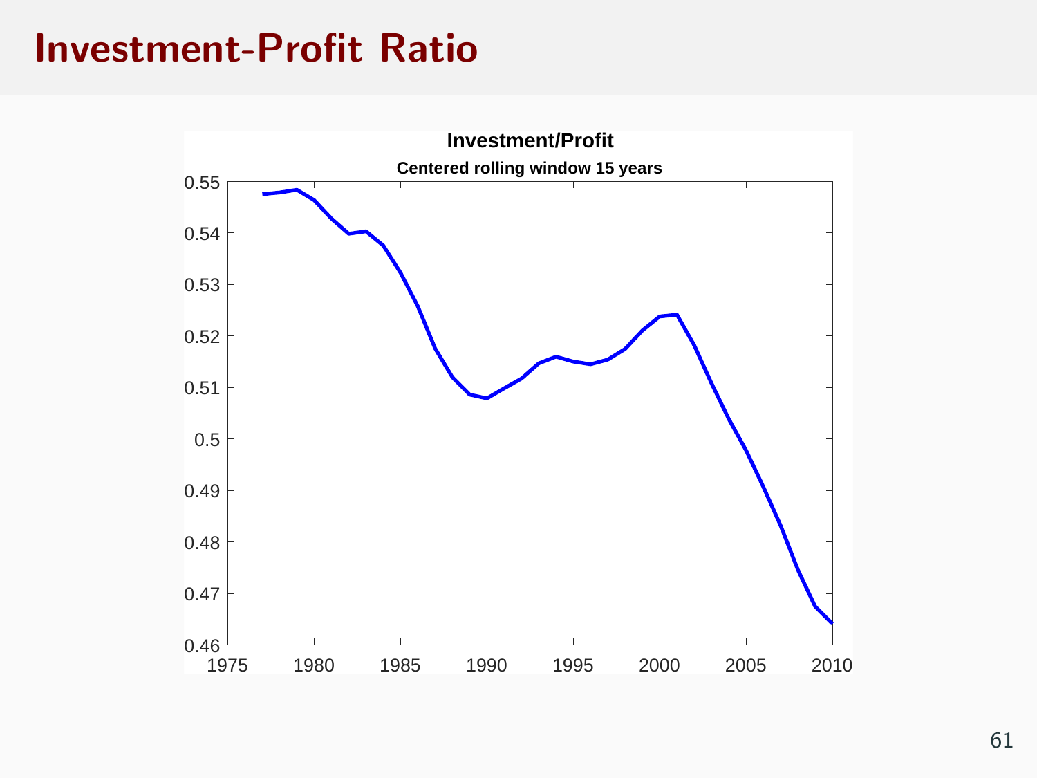# Investment-Profit Ratio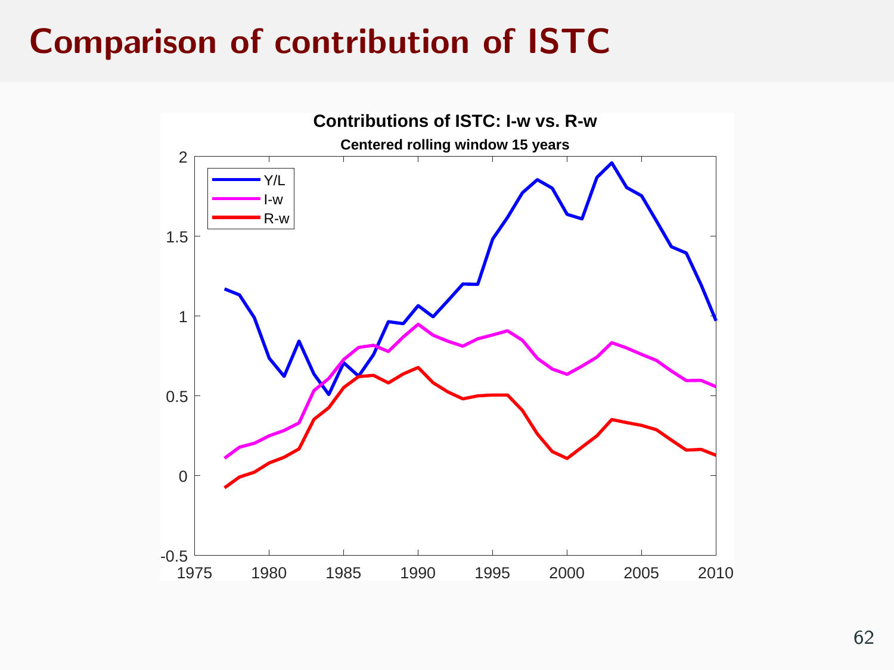# Comparison of contribution of ISTC

**Contributions of ISTC: I-w vs. R-w**

**Centered rolling window 15 years**

Legend: Y/L, I-w, R-w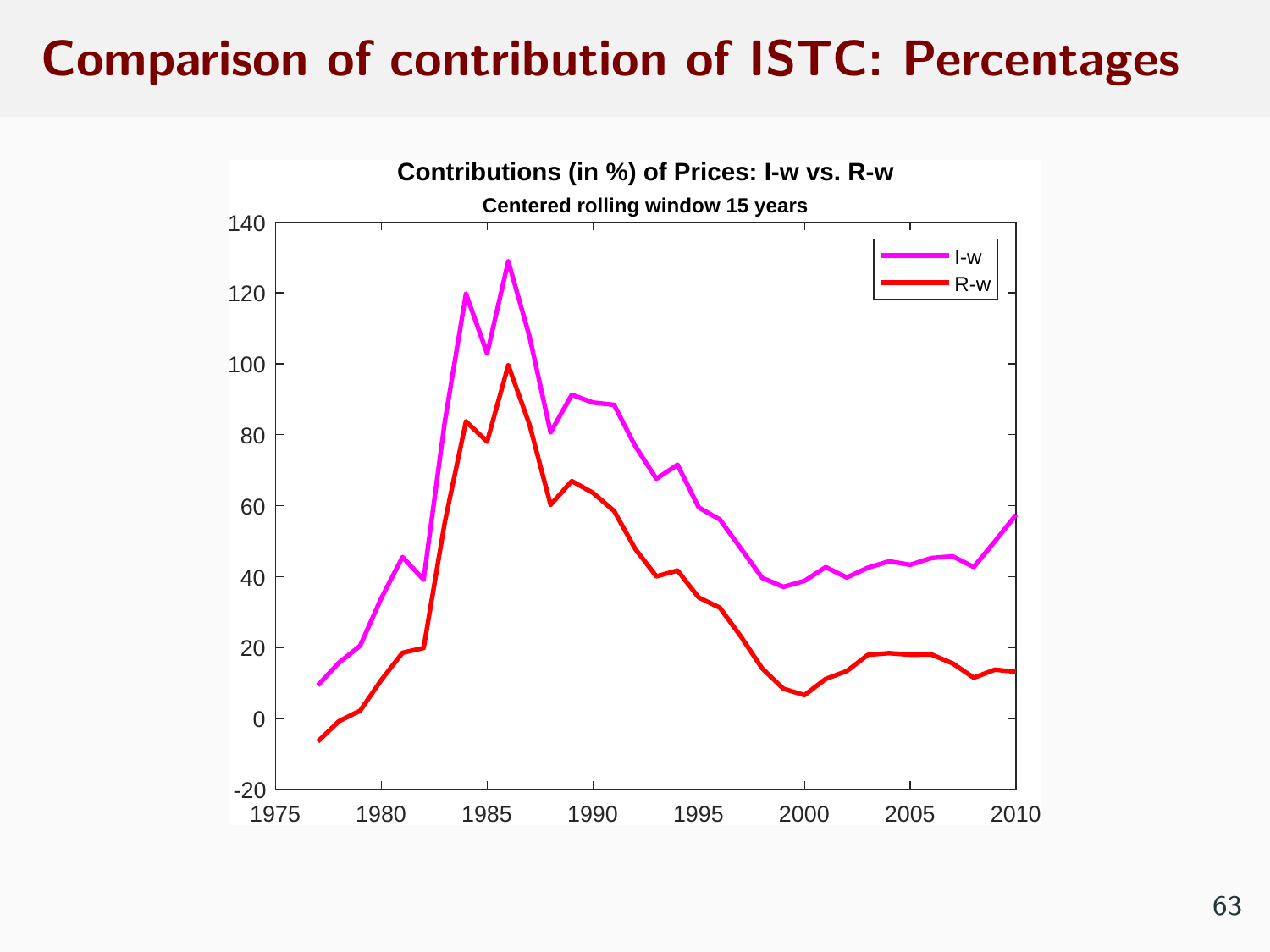# Comparison of contribution of ISTC: Percentages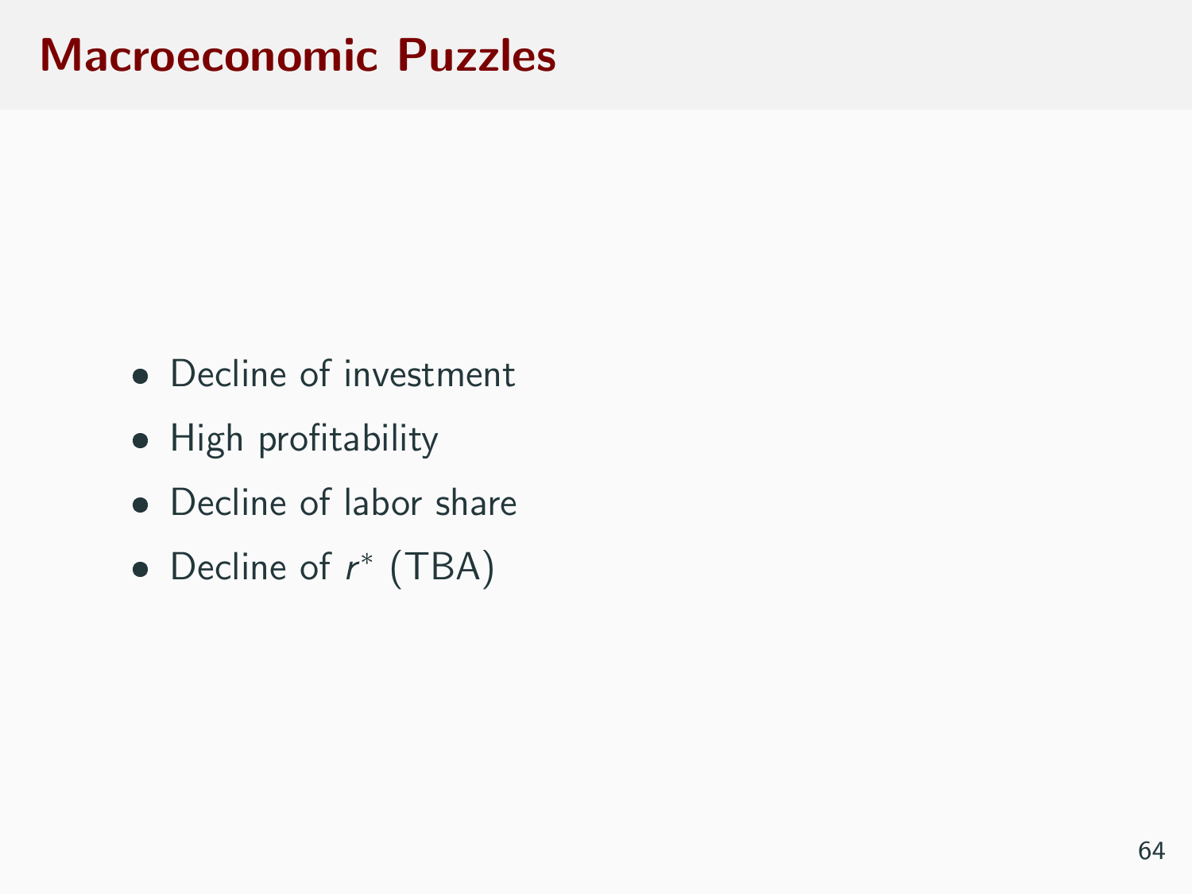# Macroeconomic Puzzles

- Decline of investment
- High profitability
- Decline of labor share
- Decline of $r^*$ (TBA)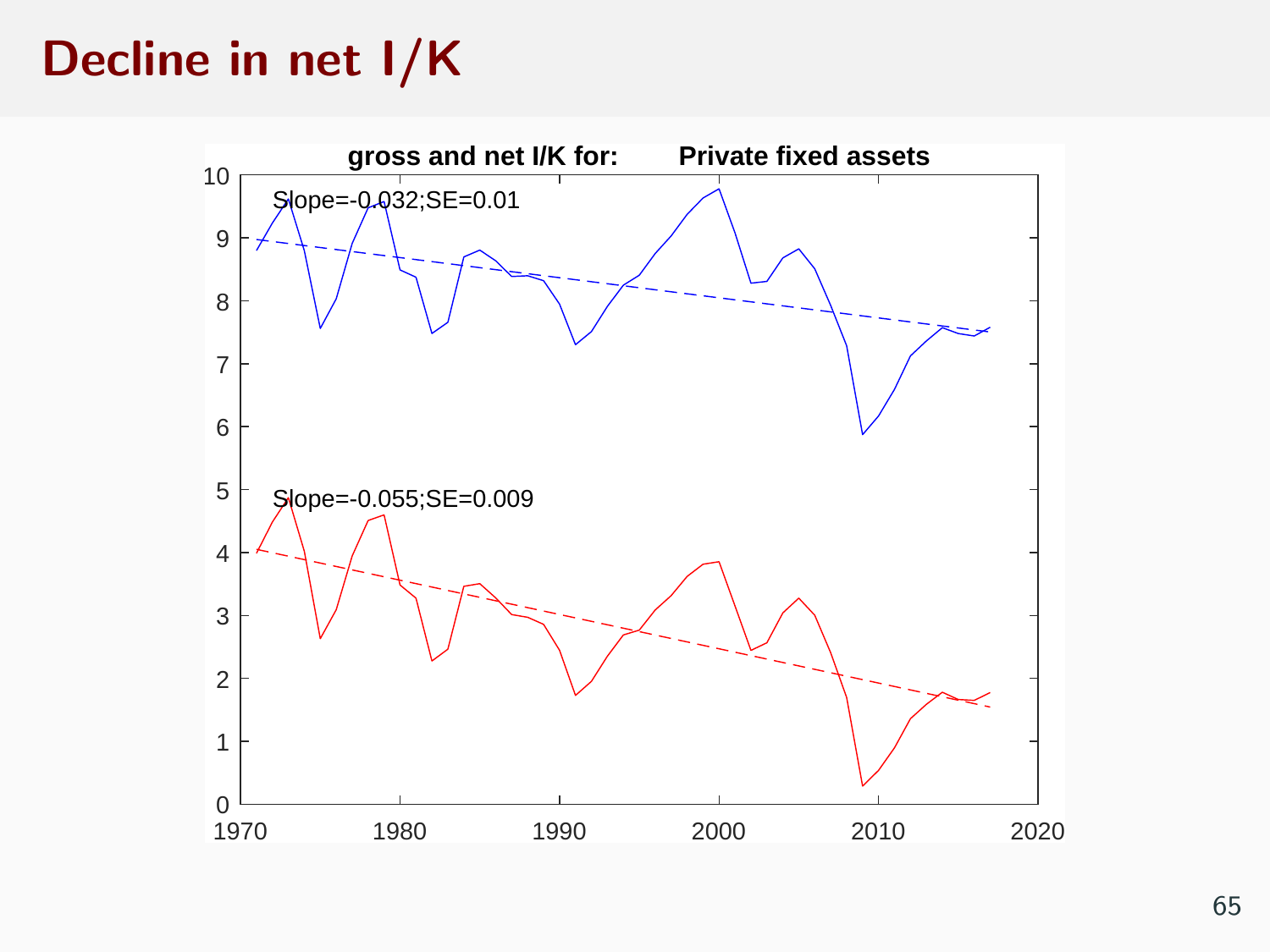# Decline in net I/K

gross and net I/K for: Private fixed assets

Slope=-0.032;SE=0.01

Slope=-0.055;SE=0.009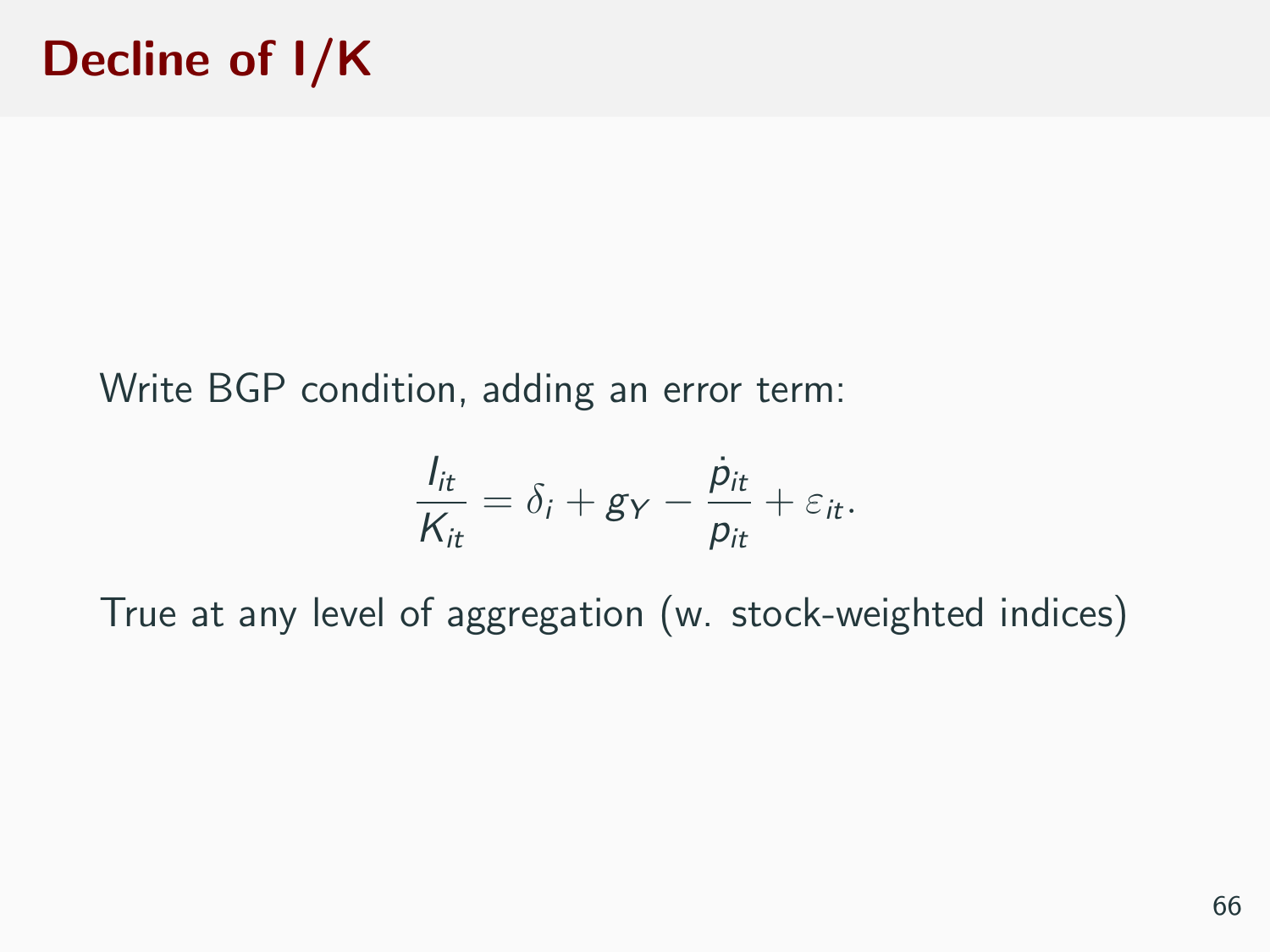# Decline of I/K

Write BGP condition, adding an error term:

$$\frac{I_{it}}{K_{it}} = \delta_i + g_Y - \frac{\dot{p}_{it}}{p_{it}} + \varepsilon_{it}.$$

True at any level of aggregation (w. stock-weighted indices)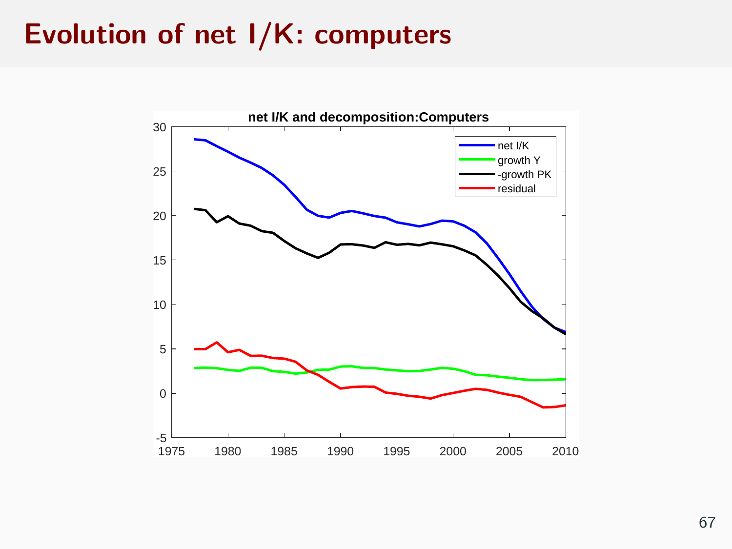# Evolution of net I/K: computers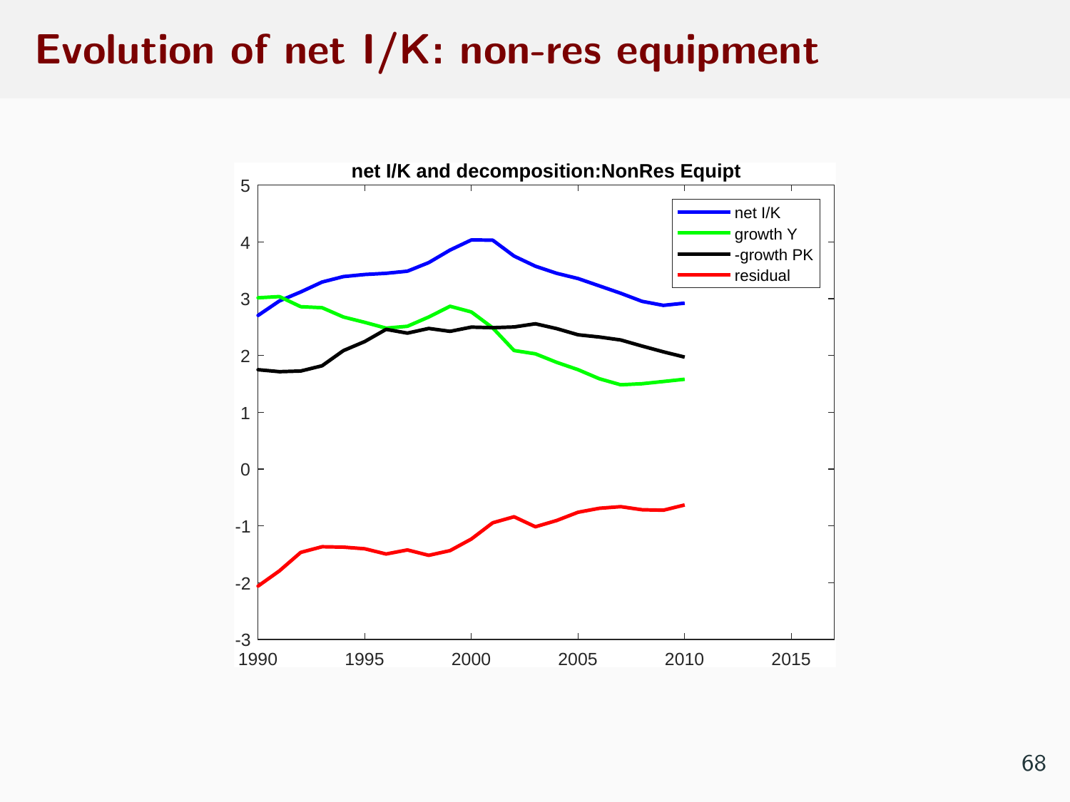# Evolution of net I/K: non-res equipment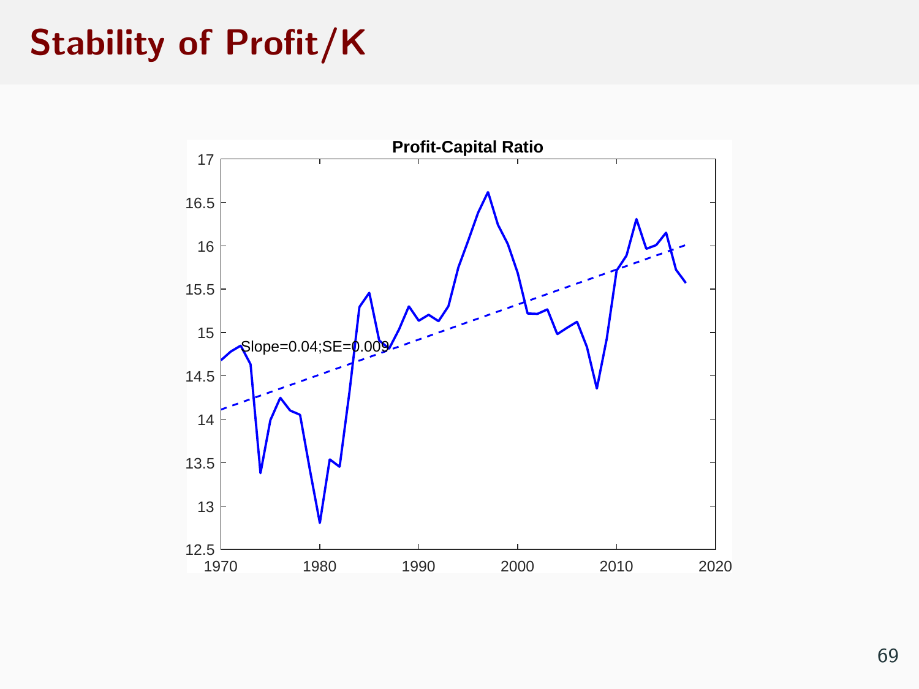# Stability of Profit/K

**Profit-Capital Ratio**

Slope=0.04;SE=0.009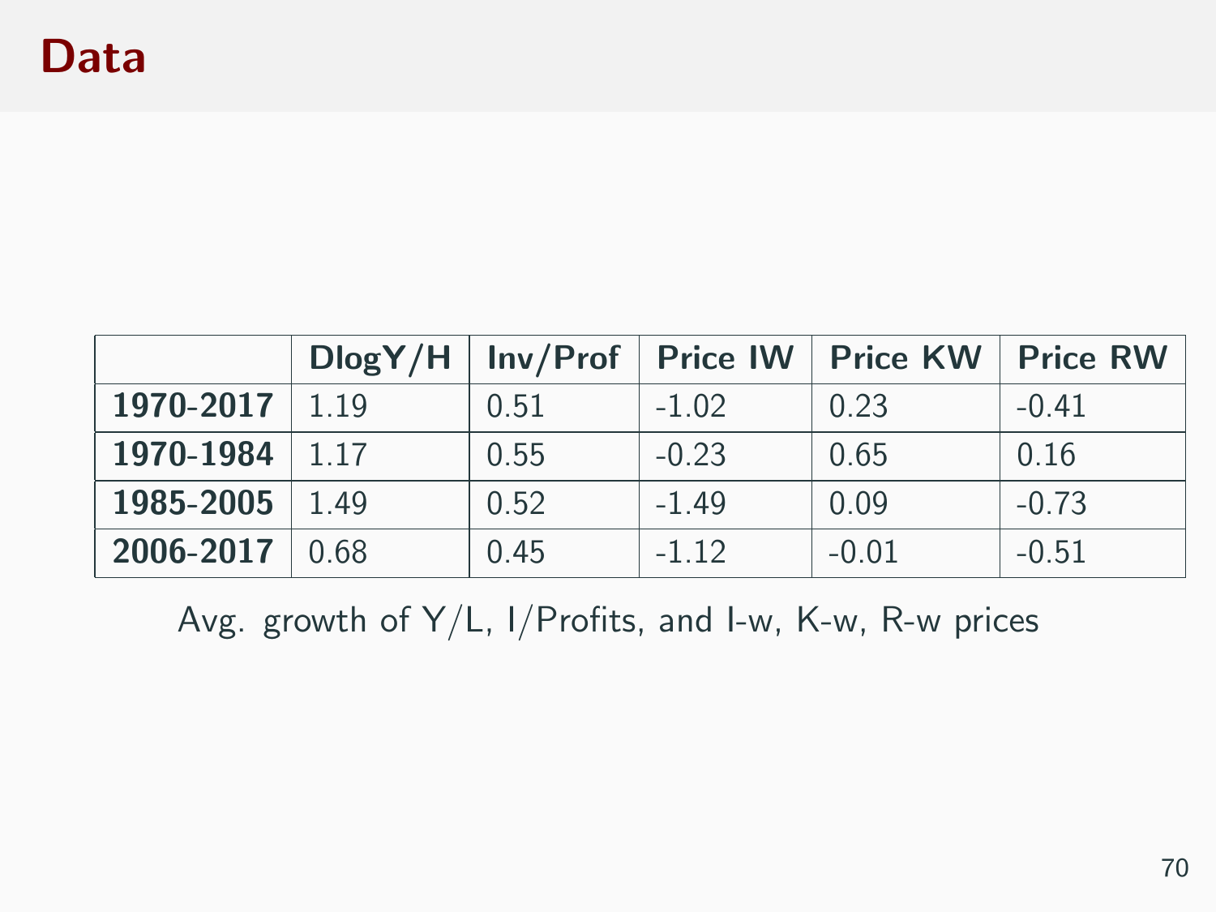# Data

| | DlogY/H | Inv/Prof | Price IW | Price KW | Price RW |
|---|---|---|---|---|---|
| **1970-2017** | 1.19 | 0.51 | -1.02 | 0.23 | -0.41 |
| **1970-1984** | 1.17 | 0.55 | -0.23 | 0.65 | 0.16 |
| **1985-2005** | 1.49 | 0.52 | -1.49 | 0.09 | -0.73 |
| **2006-2017** | 0.68 | 0.45 | -1.12 | -0.01 | -0.51 |

Avg. growth of Y/L, I/Profits, and I-w, K-w, R-w prices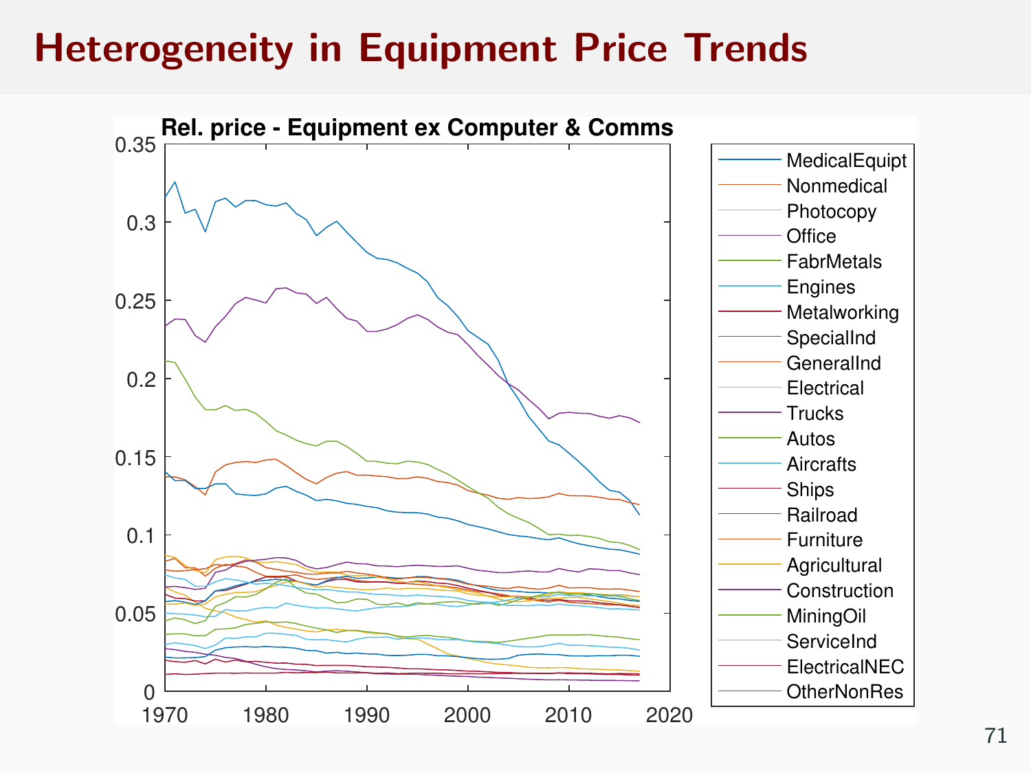# Heterogeneity in Equipment Price Trends

**Rel. price - Equipment ex Computer & Comms**

Legend: MedicalEquipt, Nonmedical, Photocopy, Office, FabrMetals, Engines, Metalworking, SpecialInd, GeneralInd, Electrical, Trucks, Autos, Aircrafts, Ships, Railroad, Furniture, Agricultural, Construction, MiningOil, ServiceInd, ElectricalNEC, OtherNonRes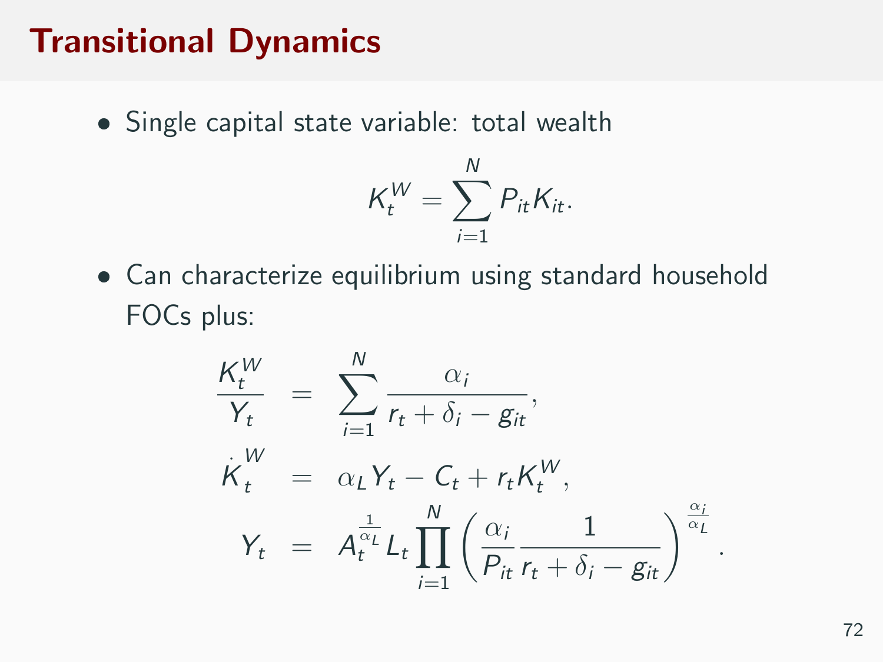# Transitional Dynamics

- Single capital state variable: total wealth

$$K_t^W = \sum_{i=1}^{N} P_{it} K_{it}.$$

- Can characterize equilibrium using standard household FOCs plus:

$$
\begin{aligned}
\frac{K_t^W}{Y_t} &= \sum_{i=1}^{N} \frac{\alpha_i}{r_t + \delta_i - g_{it}}, \\
\dot{K}_t^W &= \alpha_L Y_t - C_t + r_t K_t^W, \\
Y_t &= A_t^{\frac{1}{\alpha_L}} L_t \prod_{i=1}^{N} \left( \frac{\alpha_i}{P_{it}} \frac{1}{r_t + \delta_i - g_{it}} \right)^{\frac{\alpha_i}{\alpha_L}}.
\end{aligned}
$$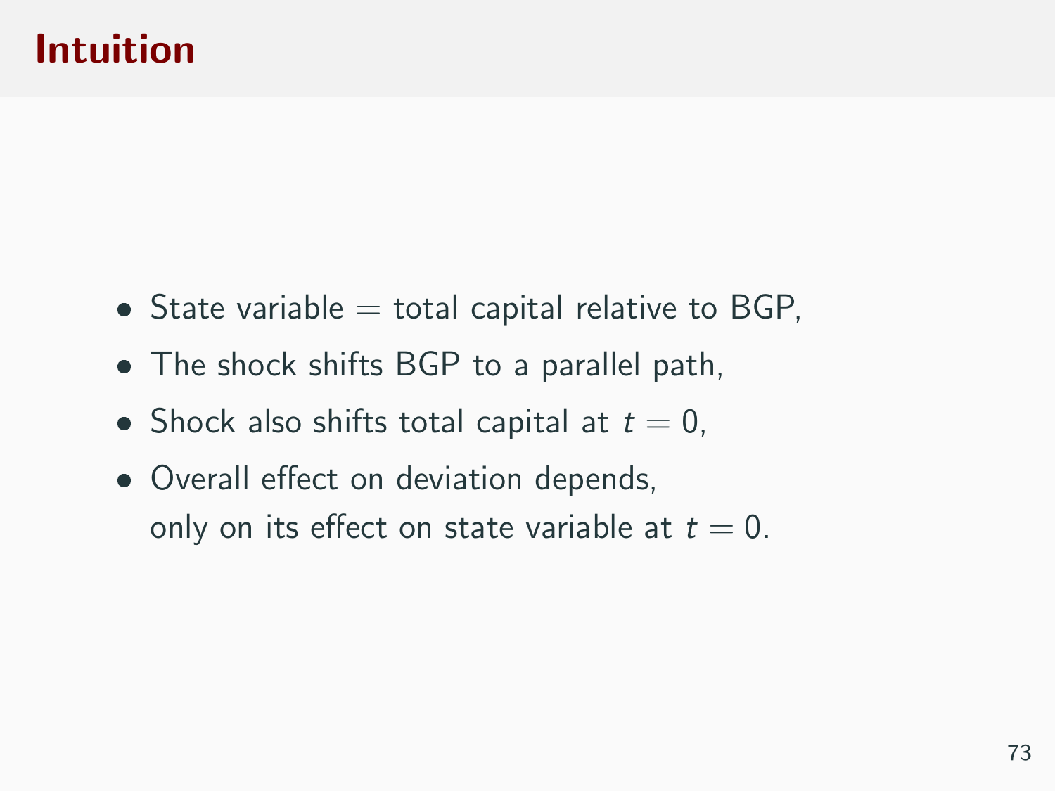# Intuition

- State variable = total capital relative to BGP,
- The shock shifts BGP to a parallel path,
- Shock also shifts total capital at $t = 0$,
- Overall effect on deviation depends,
  only on its effect on state variable at $t = 0$.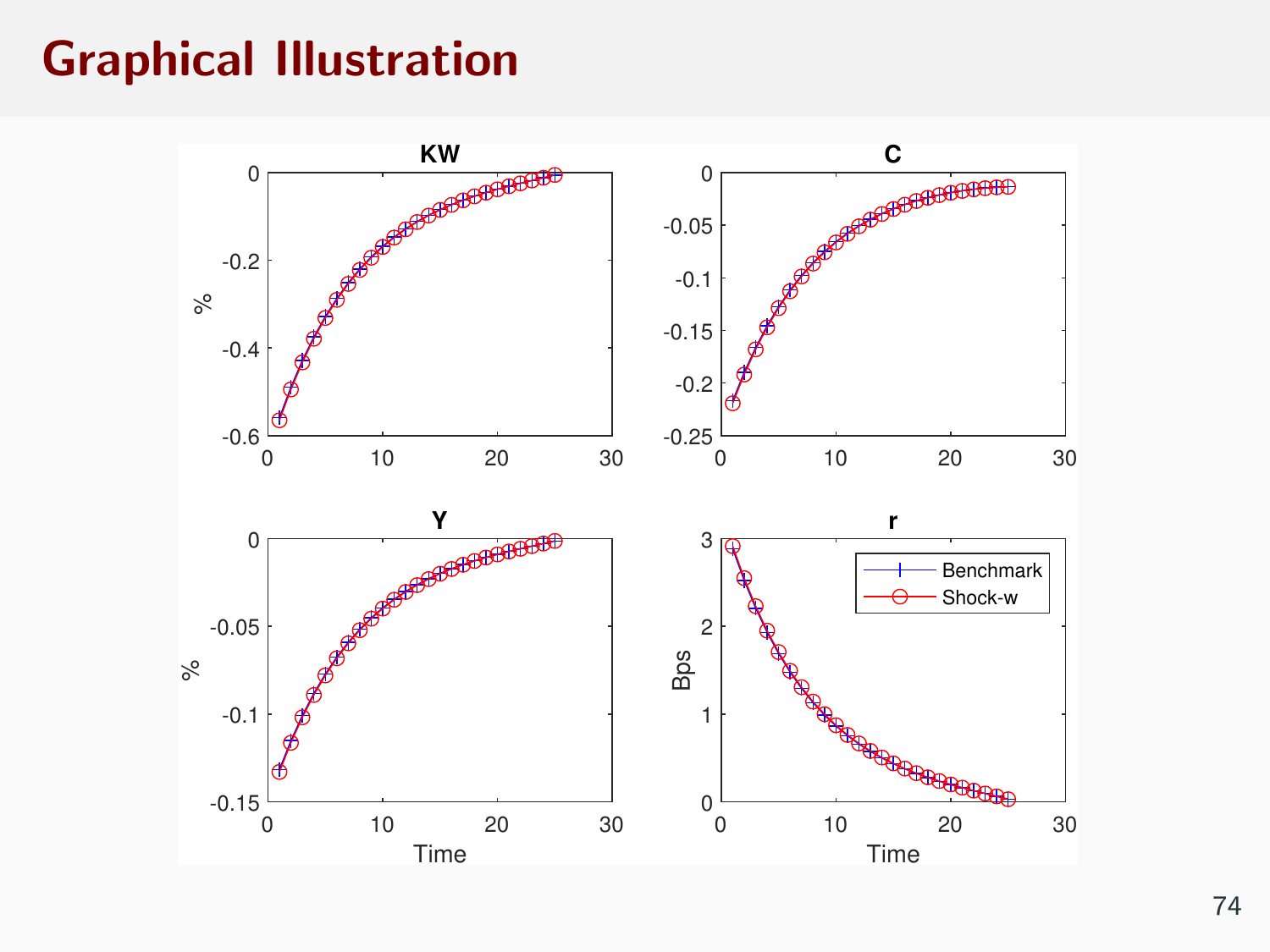# Graphical Illustration

KW

%

0

-0.2

-0.4

-0.6

0 10 20 30

C

0

-0.05

-0.1

-0.15

-0.2

-0.25

0 10 20 30

Y

%

0

-0.05

-0.1

-0.15

0 10 20 30

Time

r

Bps

3

2

1

0

0 10 20 30

Time

Benchmark

Shock-w